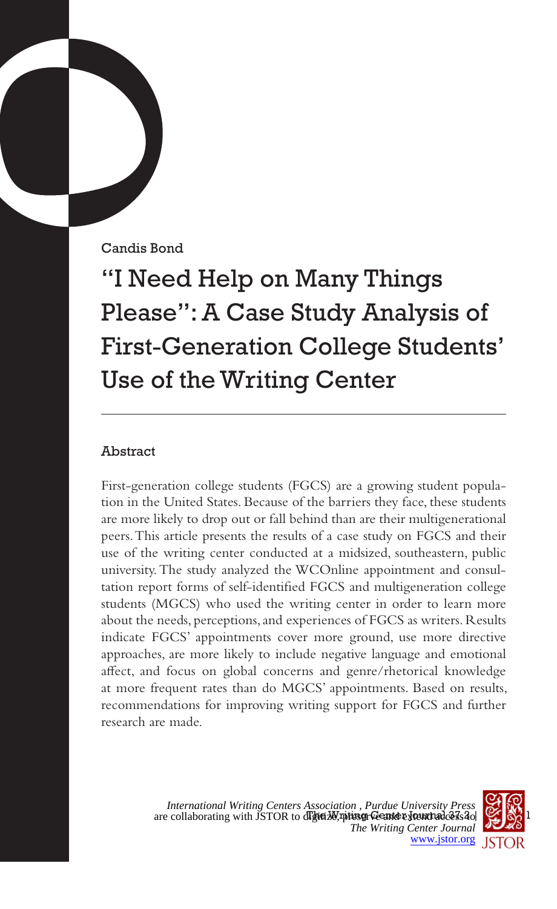Candis Bond

# "I Need Help on Many Things Please": A Case Study Analysis of First-Generation College Students' Use of the Writing Center

## Abstract

First-generation college students (FGCS) are a growing student population in the United States. Because of the barriers they face, these students are more likely to drop out or fall behind than are their multigenerational peers. This article presents the results of a case study on FGCS and their use of the writing center conducted at a midsized, southeastern, public university. The study analyzed the WCOnline appointment and consultation report forms of self-identified FGCS and multigeneration college students (MGCS) who used the writing center in order to learn more about the needs, perceptions, and experiences of FGCS as writers. Results indicate FGCS' appointments cover more ground, use more directive approaches, are more likely to include negative language and emotional affect, and focus on global concerns and genre/rhetorical knowledge at more frequent rates than do MGCS' appointments. Based on results, recommendations for improving writing support for FGCS and further research are made.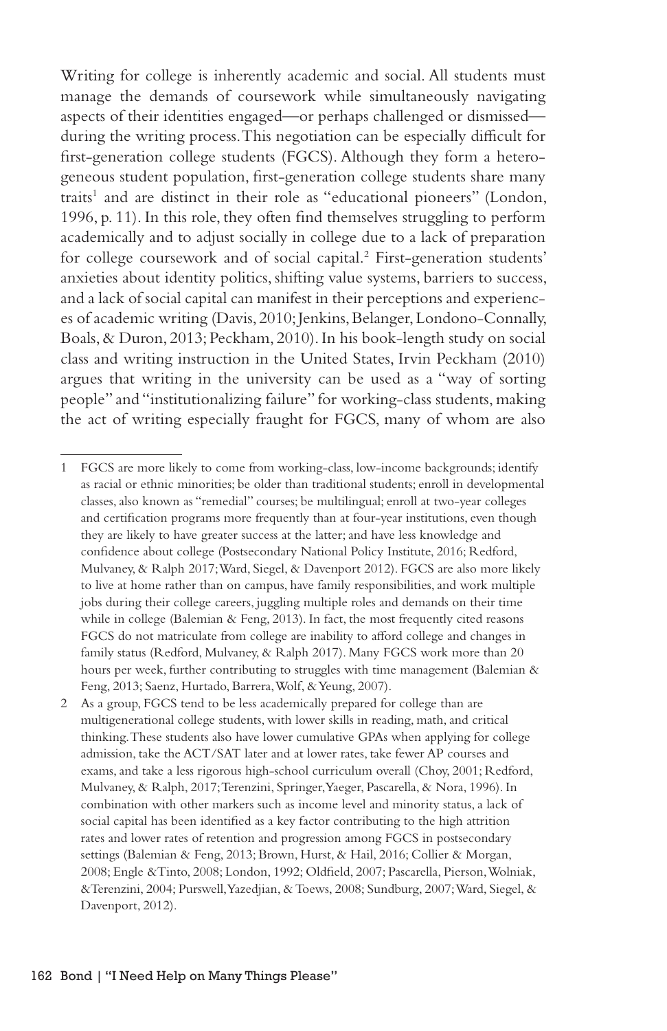Writing for college is inherently academic and social. All students must manage the demands of coursework while simultaneously navigating aspects of their identities engaged—or perhaps challenged or dismissed—during the writing process. This negotiation can be especially difficult for first-generation college students (FGCS). Although they form a heterogeneous student population, first-generation college students share many traits[1] and are distinct in their role as "educational pioneers" (London, 1996, p. 11). In this role, they often find themselves struggling to perform academically and to adjust socially in college due to a lack of preparation for college coursework and of social capital.[2] First-generation students' anxieties about identity politics, shifting value systems, barriers to success, and a lack of social capital can manifest in their perceptions and experiences of academic writing (Davis, 2010; Jenkins, Belanger, Londono-Connally, Boals, & Duron, 2013; Peckham, 2010). In his book-length study on social class and writing instruction in the United States, Irvin Peckham (2010) argues that writing in the university can be used as a "way of sorting people" and "institutionalizing failure" for working-class students, making the act of writing especially fraught for FGCS, many of whom are also

---

1 FGCS are more likely to come from working-class, low-income backgrounds; identify as racial or ethnic minorities; be older than traditional students; enroll in developmental classes, also known as "remedial" courses; be multilingual; enroll at two-year colleges and certification programs more frequently than at four-year institutions, even though they are likely to have greater success at the latter; and have less knowledge and confidence about college (Postsecondary National Policy Institute, 2016; Redford, Mulvaney, & Ralph 2017; Ward, Siegel, & Davenport 2012). FGCS are also more likely to live at home rather than on campus, have family responsibilities, and work multiple jobs during their college careers, juggling multiple roles and demands on their time while in college (Balemian & Feng, 2013). In fact, the most frequently cited reasons FGCS do not matriculate from college are inability to afford college and changes in family status (Redford, Mulvaney, & Ralph 2017). Many FGCS work more than 20 hours per week, further contributing to struggles with time management (Balemian & Feng, 2013; Saenz, Hurtado, Barrera, Wolf, & Yeung, 2007).

2 As a group, FGCS tend to be less academically prepared for college than are multigenerational college students, with lower skills in reading, math, and critical thinking. These students also have lower cumulative GPAs when applying for college admission, take the ACT/SAT later and at lower rates, take fewer AP courses and exams, and take a less rigorous high-school curriculum overall (Choy, 2001; Redford, Mulvaney, & Ralph, 2017; Terenzini, Springer, Yaeger, Pascarella, & Nora, 1996). In combination with other markers such as income level and minority status, a lack of social capital has been identified as a key factor contributing to the high attrition rates and lower rates of retention and progression among FGCS in postsecondary settings (Balemian & Feng, 2013; Brown, Hurst, & Hail, 2016; Collier & Morgan, 2008; Engle & Tinto, 2008; London, 1992; Oldfield, 2007; Pascarella, Pierson, Wolniak, & Terenzini, 2004; Purswell, Yazedjian, & Toews, 2008; Sundburg, 2007; Ward, Siegel, & Davenport, 2012).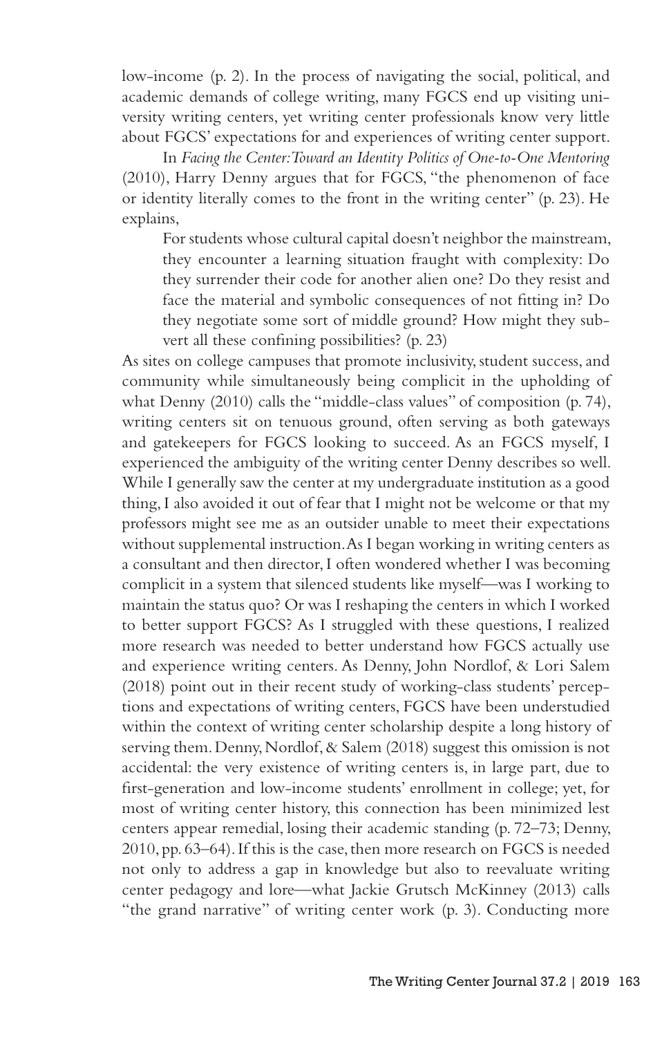low-income (p. 2). In the process of navigating the social, political, and academic demands of college writing, many FGCS end up visiting university writing centers, yet writing center professionals know very little about FGCS' expectations for and experiences of writing center support.

In *Facing the Center: Toward an Identity Politics of One-to-One Mentoring* (2010), Harry Denny argues that for FGCS, "the phenomenon of face or identity literally comes to the front in the writing center" (p. 23). He explains,

> For students whose cultural capital doesn't neighbor the mainstream, they encounter a learning situation fraught with complexity: Do they surrender their code for another alien one? Do they resist and face the material and symbolic consequences of not fitting in? Do they negotiate some sort of middle ground? How might they subvert all these confining possibilities? (p. 23)

As sites on college campuses that promote inclusivity, student success, and community while simultaneously being complicit in the upholding of what Denny (2010) calls the "middle-class values" of composition (p. 74), writing centers sit on tenuous ground, often serving as both gateways and gatekeepers for FGCS looking to succeed. As an FGCS myself, I experienced the ambiguity of the writing center Denny describes so well. While I generally saw the center at my undergraduate institution as a good thing, I also avoided it out of fear that I might not be welcome or that my professors might see me as an outsider unable to meet their expectations without supplemental instruction. As I began working in writing centers as a consultant and then director, I often wondered whether I was becoming complicit in a system that silenced students like myself—was I working to maintain the status quo? Or was I reshaping the centers in which I worked to better support FGCS? As I struggled with these questions, I realized more research was needed to better understand how FGCS actually use and experience writing centers. As Denny, John Nordlof, & Lori Salem (2018) point out in their recent study of working-class students' perceptions and expectations of writing centers, FGCS have been understudied within the context of writing center scholarship despite a long history of serving them. Denny, Nordlof, & Salem (2018) suggest this omission is not accidental: the very existence of writing centers is, in large part, due to first-generation and low-income students' enrollment in college; yet, for most of writing center history, this connection has been minimized lest centers appear remedial, losing their academic standing (p. 72–73; Denny, 2010, pp. 63–64). If this is the case, then more research on FGCS is needed not only to address a gap in knowledge but also to reevaluate writing center pedagogy and lore—what Jackie Grutsch McKinney (2013) calls "the grand narrative" of writing center work (p. 3). Conducting more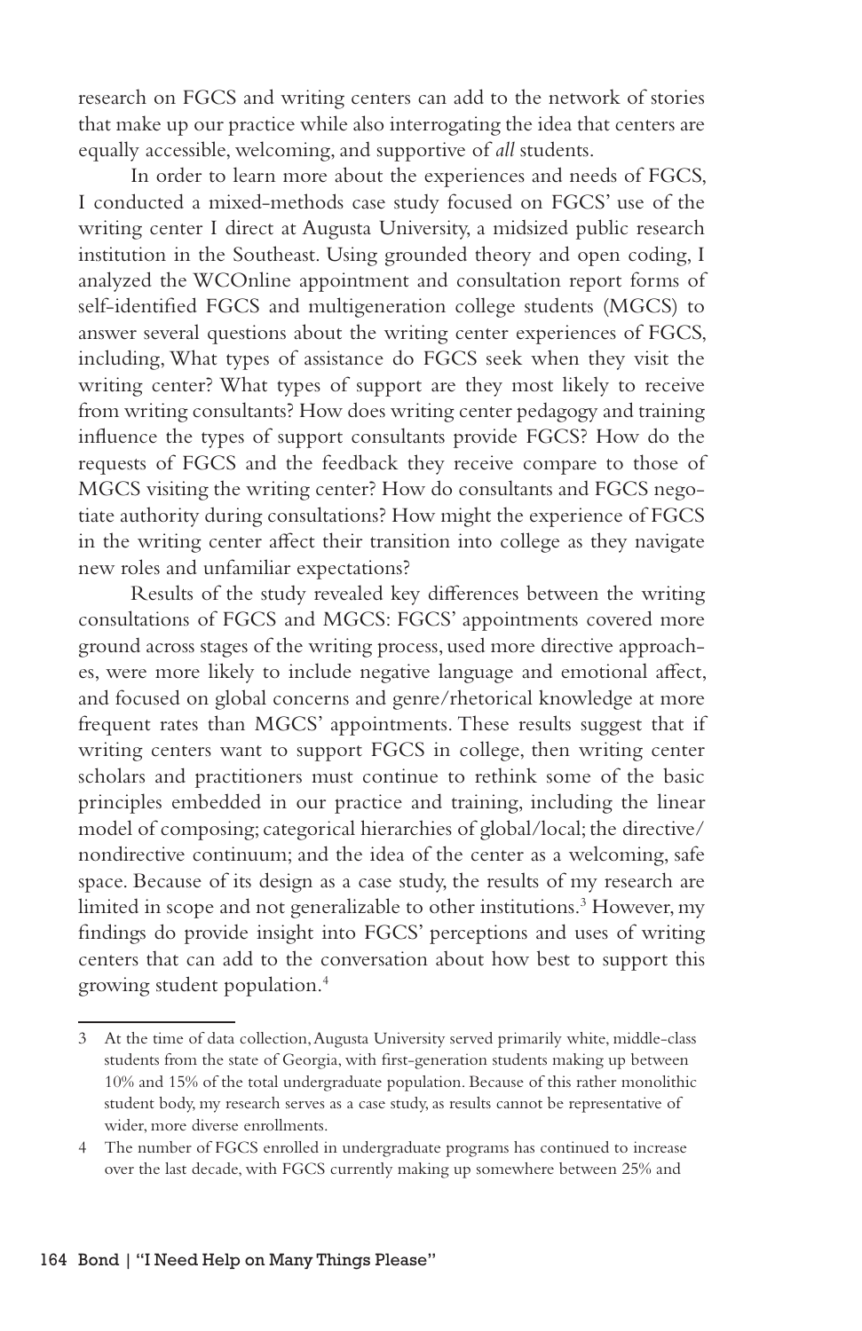research on FGCS and writing centers can add to the network of stories that make up our practice while also interrogating the idea that centers are equally accessible, welcoming, and supportive of *all* students.

In order to learn more about the experiences and needs of FGCS, I conducted a mixed-methods case study focused on FGCS' use of the writing center I direct at Augusta University, a midsized public research institution in the Southeast. Using grounded theory and open coding, I analyzed the WCOnline appointment and consultation report forms of self-identified FGCS and multigeneration college students (MGCS) to answer several questions about the writing center experiences of FGCS, including, What types of assistance do FGCS seek when they visit the writing center? What types of support are they most likely to receive from writing consultants? How does writing center pedagogy and training influence the types of support consultants provide FGCS? How do the requests of FGCS and the feedback they receive compare to those of MGCS visiting the writing center? How do consultants and FGCS negotiate authority during consultations? How might the experience of FGCS in the writing center affect their transition into college as they navigate new roles and unfamiliar expectations?

Results of the study revealed key differences between the writing consultations of FGCS and MGCS: FGCS' appointments covered more ground across stages of the writing process, used more directive approaches, were more likely to include negative language and emotional affect, and focused on global concerns and genre/rhetorical knowledge at more frequent rates than MGCS' appointments. These results suggest that if writing centers want to support FGCS in college, then writing center scholars and practitioners must continue to rethink some of the basic principles embedded in our practice and training, including the linear model of composing; categorical hierarchies of global/local; the directive/nondirective continuum; and the idea of the center as a welcoming, safe space. Because of its design as a case study, the results of my research are limited in scope and not generalizable to other institutions.[3] However, my findings do provide insight into FGCS' perceptions and uses of writing centers that can add to the conversation about how best to support this growing student population.[4]

---

3 At the time of data collection, Augusta University served primarily white, middle-class students from the state of Georgia, with first-generation students making up between 10% and 15% of the total undergraduate population. Because of this rather monolithic student body, my research serves as a case study, as results cannot be representative of wider, more diverse enrollments.

4 The number of FGCS enrolled in undergraduate programs has continued to increase over the last decade, with FGCS currently making up somewhere between 25% and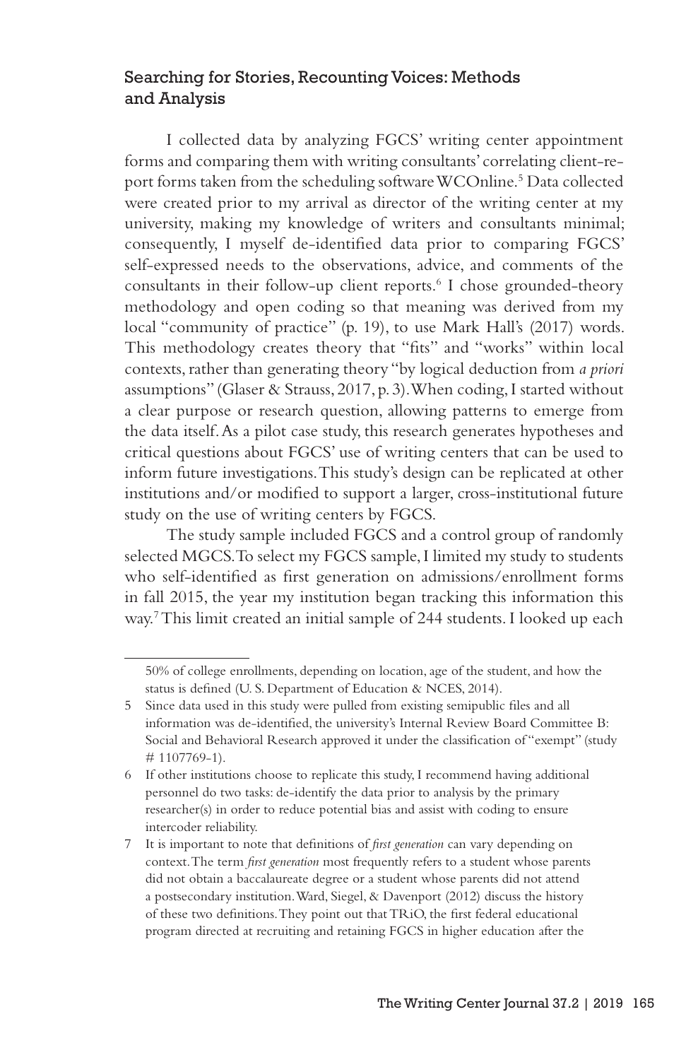## Searching for Stories, Recounting Voices: Methods and Analysis

I collected data by analyzing FGCS' writing center appointment forms and comparing them with writing consultants' correlating client-report forms taken from the scheduling software WCOnline.[5] Data collected were created prior to my arrival as director of the writing center at my university, making my knowledge of writers and consultants minimal; consequently, I myself de-identified data prior to comparing FGCS' self-expressed needs to the observations, advice, and comments of the consultants in their follow-up client reports.[6] I chose grounded-theory methodology and open coding so that meaning was derived from my local "community of practice" (p. 19), to use Mark Hall's (2017) words. This methodology creates theory that "fits" and "works" within local contexts, rather than generating theory "by logical deduction from *a priori* assumptions" (Glaser & Strauss, 2017, p. 3). When coding, I started without a clear purpose or research question, allowing patterns to emerge from the data itself. As a pilot case study, this research generates hypotheses and critical questions about FGCS' use of writing centers that can be used to inform future investigations. This study's design can be replicated at other institutions and/or modified to support a larger, cross-institutional future study on the use of writing centers by FGCS.

The study sample included FGCS and a control group of randomly selected MGCS. To select my FGCS sample, I limited my study to students who self-identified as first generation on admissions/enrollment forms in fall 2015, the year my institution began tracking this information this way.[7] This limit created an initial sample of 244 students. I looked up each

---

50% of college enrollments, depending on location, age of the student, and how the status is defined (U. S. Department of Education & NCES, 2014).

5 Since data used in this study were pulled from existing semipublic files and all information was de-identified, the university's Internal Review Board Committee B: Social and Behavioral Research approved it under the classification of "exempt" (study # 1107769-1).

6 If other institutions choose to replicate this study, I recommend having additional personnel do two tasks: de-identify the data prior to analysis by the primary researcher(s) in order to reduce potential bias and assist with coding to ensure intercoder reliability.

7 It is important to note that definitions of *first generation* can vary depending on context. The term *first generation* most frequently refers to a student whose parents did not obtain a baccalaureate degree or a student whose parents did not attend a postsecondary institution. Ward, Siegel, & Davenport (2012) discuss the history of these two definitions. They point out that TRiO, the first federal educational program directed at recruiting and retaining FGCS in higher education after the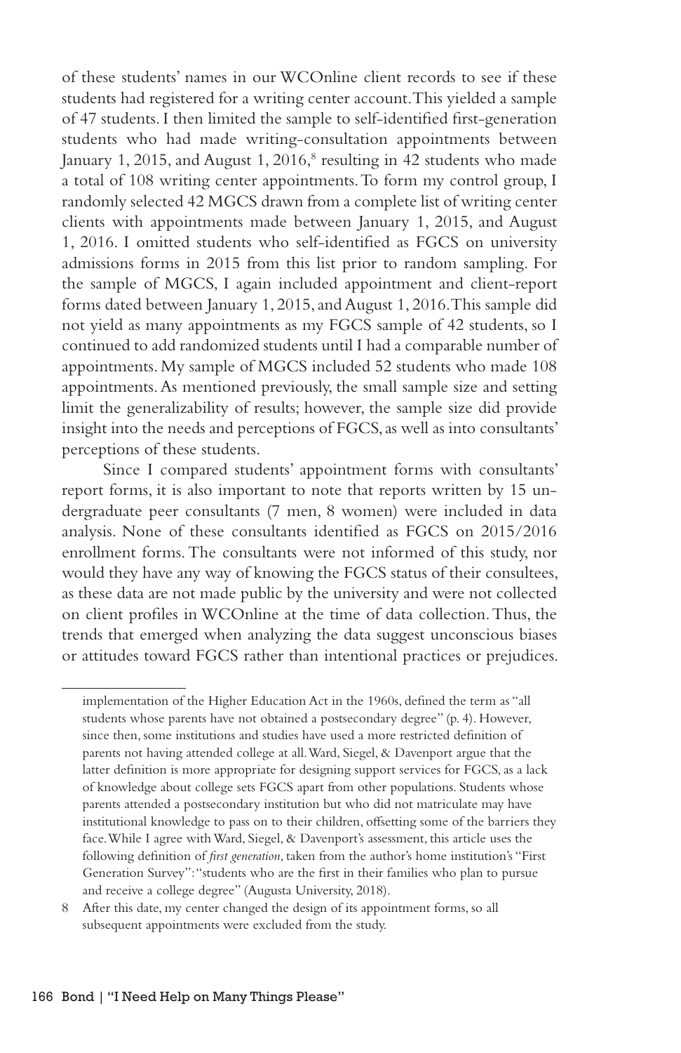of these students' names in our WCOnline client records to see if these students had registered for a writing center account. This yielded a sample of 47 students. I then limited the sample to self-identified first-generation students who had made writing-consultation appointments between January 1, 2015, and August 1, 2016,[8] resulting in 42 students who made a total of 108 writing center appointments. To form my control group, I randomly selected 42 MGCS drawn from a complete list of writing center clients with appointments made between January 1, 2015, and August 1, 2016. I omitted students who self-identified as FGCS on university admissions forms in 2015 from this list prior to random sampling. For the sample of MGCS, I again included appointment and client-report forms dated between January 1, 2015, and August 1, 2016. This sample did not yield as many appointments as my FGCS sample of 42 students, so I continued to add randomized students until I had a comparable number of appointments. My sample of MGCS included 52 students who made 108 appointments. As mentioned previously, the small sample size and setting limit the generalizability of results; however, the sample size did provide insight into the needs and perceptions of FGCS, as well as into consultants' perceptions of these students.

Since I compared students' appointment forms with consultants' report forms, it is also important to note that reports written by 15 undergraduate peer consultants (7 men, 8 women) were included in data analysis. None of these consultants identified as FGCS on 2015/2016 enrollment forms. The consultants were not informed of this study, nor would they have any way of knowing the FGCS status of their consultees, as these data are not made public by the university and were not collected on client profiles in WCOnline at the time of data collection. Thus, the trends that emerged when analyzing the data suggest unconscious biases or attitudes toward FGCS rather than intentional practices or prejudices.

---

implementation of the Higher Education Act in the 1960s, defined the term as "all students whose parents have not obtained a postsecondary degree" (p. 4). However, since then, some institutions and studies have used a more restricted definition of parents not having attended college at all. Ward, Siegel, & Davenport argue that the latter definition is more appropriate for designing support services for FGCS, as a lack of knowledge about college sets FGCS apart from other populations. Students whose parents attended a postsecondary institution but who did not matriculate may have institutional knowledge to pass on to their children, offsetting some of the barriers they face. While I agree with Ward, Siegel, & Davenport's assessment, this article uses the following definition of *first generation*, taken from the author's home institution's "First Generation Survey": "students who are the first in their families who plan to pursue and receive a college degree" (Augusta University, 2018).

8 After this date, my center changed the design of its appointment forms, so all subsequent appointments were excluded from the study.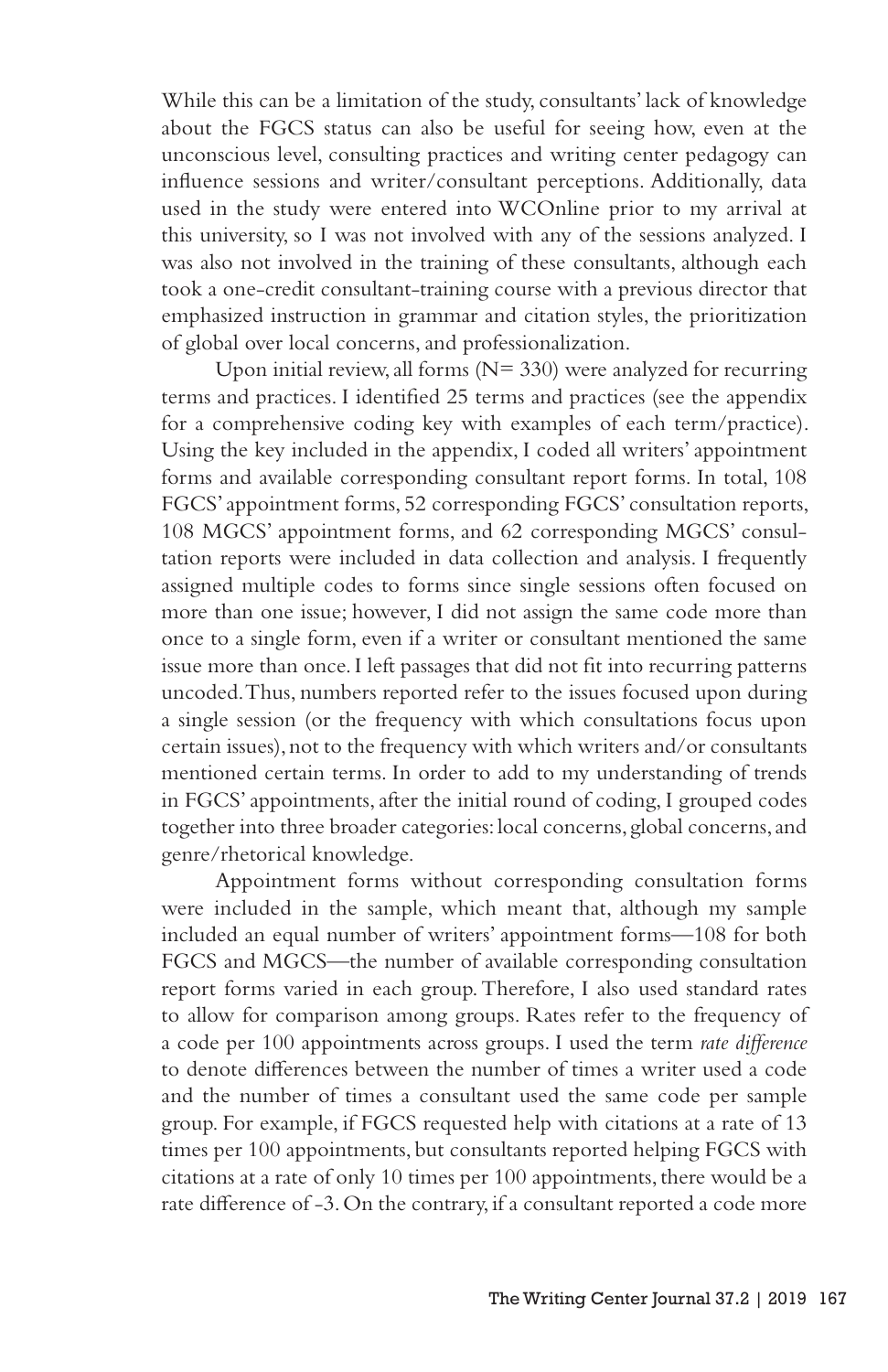While this can be a limitation of the study, consultants' lack of knowledge about the FGCS status can also be useful for seeing how, even at the unconscious level, consulting practices and writing center pedagogy can influence sessions and writer/consultant perceptions. Additionally, data used in the study were entered into WCOnline prior to my arrival at this university, so I was not involved with any of the sessions analyzed. I was also not involved in the training of these consultants, although each took a one-credit consultant-training course with a previous director that emphasized instruction in grammar and citation styles, the prioritization of global over local concerns, and professionalization.

Upon initial review, all forms (N= 330) were analyzed for recurring terms and practices. I identified 25 terms and practices (see the appendix for a comprehensive coding key with examples of each term/practice). Using the key included in the appendix, I coded all writers' appointment forms and available corresponding consultant report forms. In total, 108 FGCS' appointment forms, 52 corresponding FGCS' consultation reports, 108 MGCS' appointment forms, and 62 corresponding MGCS' consultation reports were included in data collection and analysis. I frequently assigned multiple codes to forms since single sessions often focused on more than one issue; however, I did not assign the same code more than once to a single form, even if a writer or consultant mentioned the same issue more than once. I left passages that did not fit into recurring patterns uncoded. Thus, numbers reported refer to the issues focused upon during a single session (or the frequency with which consultations focus upon certain issues), not to the frequency with which writers and/or consultants mentioned certain terms. In order to add to my understanding of trends in FGCS' appointments, after the initial round of coding, I grouped codes together into three broader categories: local concerns, global concerns, and genre/rhetorical knowledge.

Appointment forms without corresponding consultation forms were included in the sample, which meant that, although my sample included an equal number of writers' appointment forms—108 for both FGCS and MGCS—the number of available corresponding consultation report forms varied in each group. Therefore, I also used standard rates to allow for comparison among groups. Rates refer to the frequency of a code per 100 appointments across groups. I used the term *rate difference* to denote differences between the number of times a writer used a code and the number of times a consultant used the same code per sample group. For example, if FGCS requested help with citations at a rate of 13 times per 100 appointments, but consultants reported helping FGCS with citations at a rate of only 10 times per 100 appointments, there would be a rate difference of -3. On the contrary, if a consultant reported a code more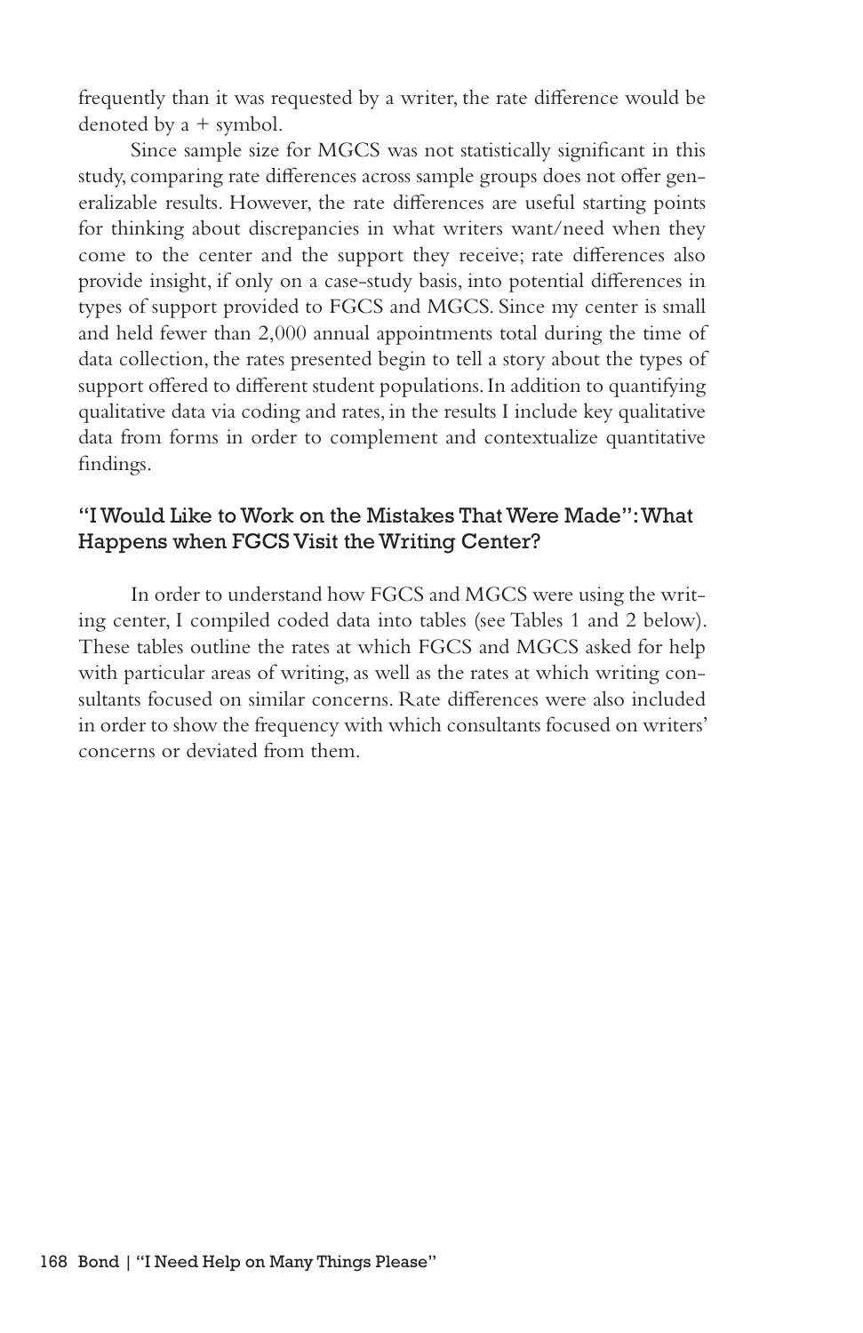frequently than it was requested by a writer, the rate difference would be denoted by a + symbol.

Since sample size for MGCS was not statistically significant in this study, comparing rate differences across sample groups does not offer generalizable results. However, the rate differences are useful starting points for thinking about discrepancies in what writers want/need when they come to the center and the support they receive; rate differences also provide insight, if only on a case-study basis, into potential differences in types of support provided to FGCS and MGCS. Since my center is small and held fewer than 2,000 annual appointments total during the time of data collection, the rates presented begin to tell a story about the types of support offered to different student populations. In addition to quantifying qualitative data via coding and rates, in the results I include key qualitative data from forms in order to complement and contextualize quantitative findings.

### "I Would Like to Work on the Mistakes That Were Made": What Happens when FGCS Visit the Writing Center?

In order to understand how FGCS and MGCS were using the writing center, I compiled coded data into tables (see Tables 1 and 2 below). These tables outline the rates at which FGCS and MGCS asked for help with particular areas of writing, as well as the rates at which writing consultants focused on similar concerns. Rate differences were also included in order to show the frequency with which consultants focused on writers' concerns or deviated from them.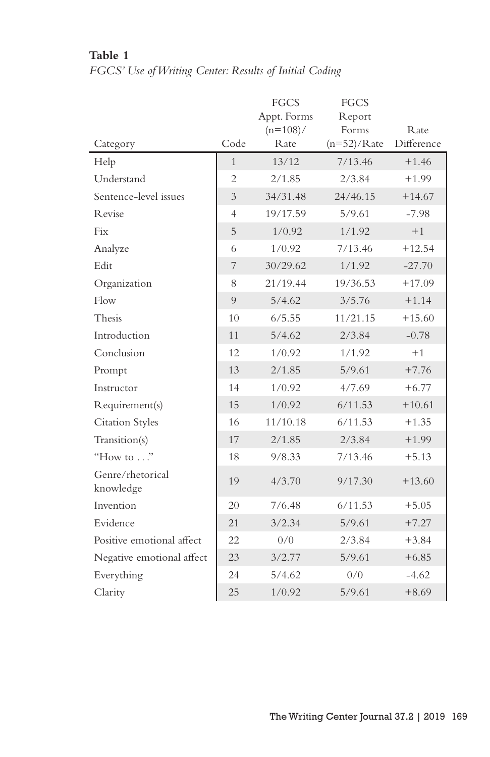**Table 1**

*FGCS' Use of Writing Center: Results of Initial Coding*

| Category | Code | FGCS Appt. Forms (n=108)/ Rate | FGCS Report Forms (n=52)/Rate | Rate Difference |
|---|---|---|---|---|
| Help | 1 | 13/12 | 7/13.46 | +1.46 |
| Understand | 2 | 2/1.85 | 2/3.84 | +1.99 |
| Sentence-level issues | 3 | 34/31.48 | 24/46.15 | +14.67 |
| Revise | 4 | 19/17.59 | 5/9.61 | -7.98 |
| Fix | 5 | 1/0.92 | 1/1.92 | +1 |
| Analyze | 6 | 1/0.92 | 7/13.46 | +12.54 |
| Edit | 7 | 30/29.62 | 1/1.92 | -27.70 |
| Organization | 8 | 21/19.44 | 19/36.53 | +17.09 |
| Flow | 9 | 5/4.62 | 3/5.76 | +1.14 |
| Thesis | 10 | 6/5.55 | 11/21.15 | +15.60 |
| Introduction | 11 | 5/4.62 | 2/3.84 | -0.78 |
| Conclusion | 12 | 1/0.92 | 1/1.92 | +1 |
| Prompt | 13 | 2/1.85 | 5/9.61 | +7.76 |
| Instructor | 14 | 1/0.92 | 4/7.69 | +6.77 |
| Requirement(s) | 15 | 1/0.92 | 6/11.53 | +10.61 |
| Citation Styles | 16 | 11/10.18 | 6/11.53 | +1.35 |
| Transition(s) | 17 | 2/1.85 | 2/3.84 | +1.99 |
| "How to . . ." | 18 | 9/8.33 | 7/13.46 | +5.13 |
| Genre/rhetorical knowledge | 19 | 4/3.70 | 9/17.30 | +13.60 |
| Invention | 20 | 7/6.48 | 6/11.53 | +5.05 |
| Evidence | 21 | 3/2.34 | 5/9.61 | +7.27 |
| Positive emotional affect | 22 | 0/0 | 2/3.84 | +3.84 |
| Negative emotional affect | 23 | 3/2.77 | 5/9.61 | +6.85 |
| Everything | 24 | 5/4.62 | 0/0 | -4.62 |
| Clarity | 25 | 1/0.92 | 5/9.61 | +8.69 |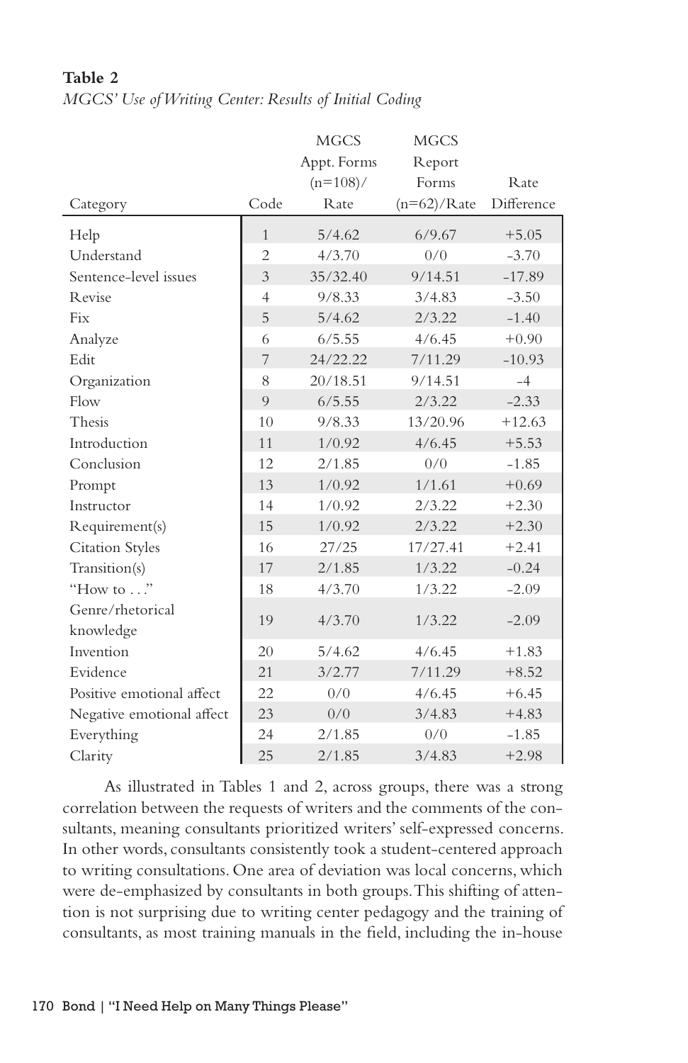**Table 2**

*MGCS' Use of Writing Center: Results of Initial Coding*

| Category | Code | MGCS Appt. Forms (n=108)/ Rate | MGCS Report Forms (n=62)/Rate | Rate Difference |
|---|---|---|---|---|
| Help | 1 | 5/4.62 | 6/9.67 | +5.05 |
| Understand | 2 | 4/3.70 | 0/0 | -3.70 |
| Sentence-level issues | 3 | 35/32.40 | 9/14.51 | -17.89 |
| Revise | 4 | 9/8.33 | 3/4.83 | -3.50 |
| Fix | 5 | 5/4.62 | 2/3.22 | -1.40 |
| Analyze | 6 | 6/5.55 | 4/6.45 | +0.90 |
| Edit | 7 | 24/22.22 | 7/11.29 | -10.93 |
| Organization | 8 | 20/18.51 | 9/14.51 | -4 |
| Flow | 9 | 6/5.55 | 2/3.22 | -2.33 |
| Thesis | 10 | 9/8.33 | 13/20.96 | +12.63 |
| Introduction | 11 | 1/0.92 | 4/6.45 | +5.53 |
| Conclusion | 12 | 2/1.85 | 0/0 | -1.85 |
| Prompt | 13 | 1/0.92 | 1/1.61 | +0.69 |
| Instructor | 14 | 1/0.92 | 2/3.22 | +2.30 |
| Requirement(s) | 15 | 1/0.92 | 2/3.22 | +2.30 |
| Citation Styles | 16 | 27/25 | 17/27.41 | +2.41 |
| Transition(s) | 17 | 2/1.85 | 1/3.22 | -0.24 |
| "How to . . ." | 18 | 4/3.70 | 1/3.22 | -2.09 |
| Genre/rhetorical knowledge | 19 | 4/3.70 | 1/3.22 | -2.09 |
| Invention | 20 | 5/4.62 | 4/6.45 | +1.83 |
| Evidence | 21 | 3/2.77 | 7/11.29 | +8.52 |
| Positive emotional affect | 22 | 0/0 | 4/6.45 | +6.45 |
| Negative emotional affect | 23 | 0/0 | 3/4.83 | +4.83 |
| Everything | 24 | 2/1.85 | 0/0 | -1.85 |
| Clarity | 25 | 2/1.85 | 3/4.83 | +2.98 |

As illustrated in Tables 1 and 2, across groups, there was a strong correlation between the requests of writers and the comments of the consultants, meaning consultants prioritized writers' self-expressed concerns. In other words, consultants consistently took a student-centered approach to writing consultations. One area of deviation was local concerns, which were de-emphasized by consultants in both groups. This shifting of attention is not surprising due to writing center pedagogy and the training of consultants, as most training manuals in the field, including the in-house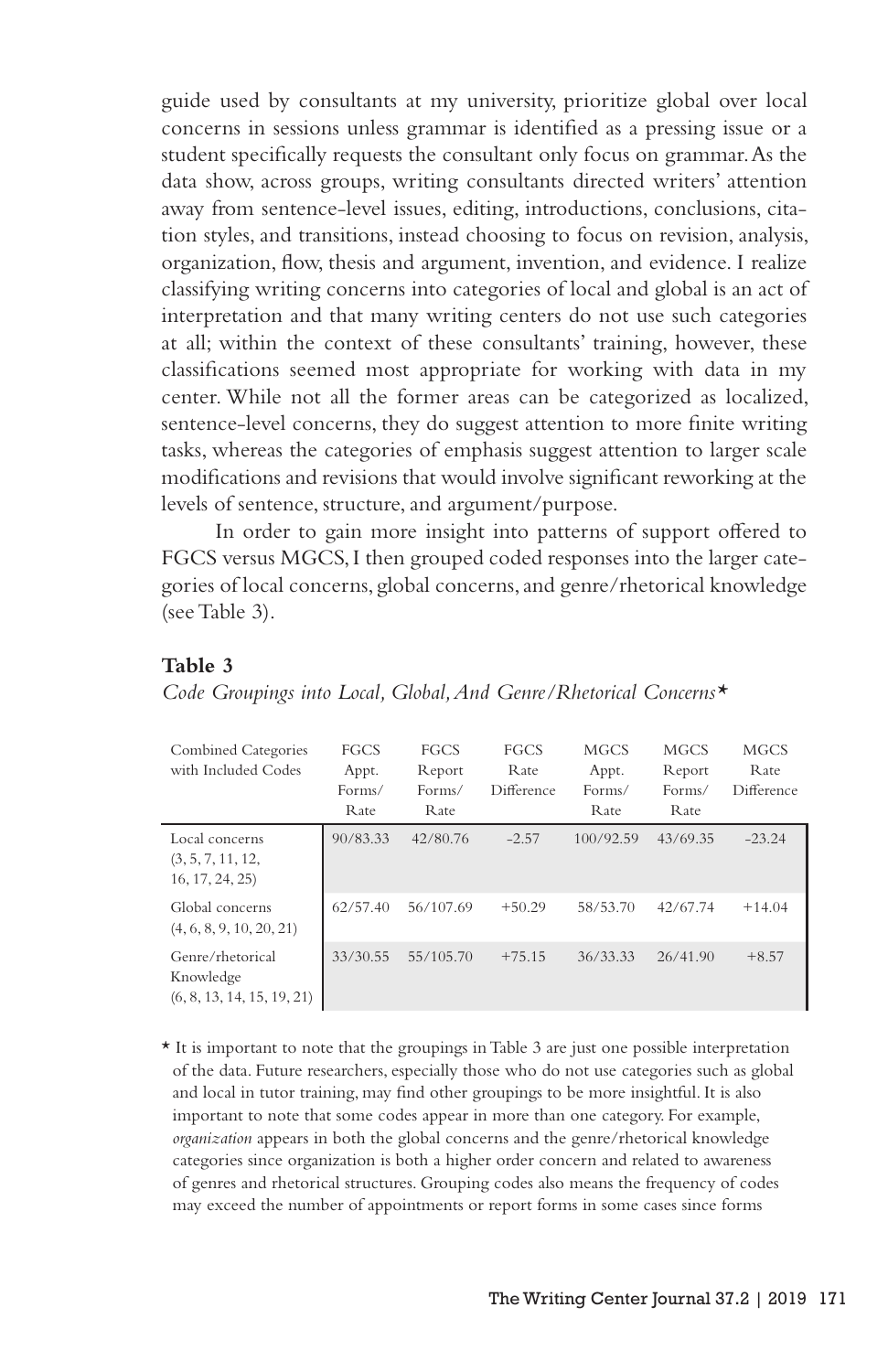guide used by consultants at my university, prioritize global over local concerns in sessions unless grammar is identified as a pressing issue or a student specifically requests the consultant only focus on grammar. As the data show, across groups, writing consultants directed writers' attention away from sentence-level issues, editing, introductions, conclusions, citation styles, and transitions, instead choosing to focus on revision, analysis, organization, flow, thesis and argument, invention, and evidence. I realize classifying writing concerns into categories of local and global is an act of interpretation and that many writing centers do not use such categories at all; within the context of these consultants' training, however, these classifications seemed most appropriate for working with data in my center. While not all the former areas can be categorized as localized, sentence-level concerns, they do suggest attention to more finite writing tasks, whereas the categories of emphasis suggest attention to larger scale modifications and revisions that would involve significant reworking at the levels of sentence, structure, and argument/purpose.

In order to gain more insight into patterns of support offered to FGCS versus MGCS, I then grouped coded responses into the larger categories of local concerns, global concerns, and genre/rhetorical knowledge (see Table 3).

**Table 3**

*Code Groupings into Local, Global, And Genre/Rhetorical Concerns**

| Combined Categories with Included Codes | FGCS Appt. Forms/ Rate | FGCS Report Forms/ Rate | FGCS Rate Difference | MGCS Appt. Forms/ Rate | MGCS Report Forms/ Rate | MGCS Rate Difference |
|---|---|---|---|---|---|---|
| Local concerns (3, 5, 7, 11, 12, 16, 17, 24, 25) | 90/83.33 | 42/80.76 | -2.57 | 100/92.59 | 43/69.35 | -23.24 |
| Global concerns (4, 6, 8, 9, 10, 20, 21) | 62/57.40 | 56/107.69 | +50.29 | 58/53.70 | 42/67.74 | +14.04 |
| Genre/rhetorical Knowledge (6, 8, 13, 14, 15, 19, 21) | 33/30.55 | 55/105.70 | +75.15 | 36/33.33 | 26/41.90 | +8.57 |

* It is important to note that the groupings in Table 3 are just one possible interpretation of the data. Future researchers, especially those who do not use categories such as global and local in tutor training, may find other groupings to be more insightful. It is also important to note that some codes appear in more than one category. For example, *organization* appears in both the global concerns and the genre/rhetorical knowledge categories since organization is both a higher order concern and related to awareness of genres and rhetorical structures. Grouping codes also means the frequency of codes may exceed the number of appointments or report forms in some cases since forms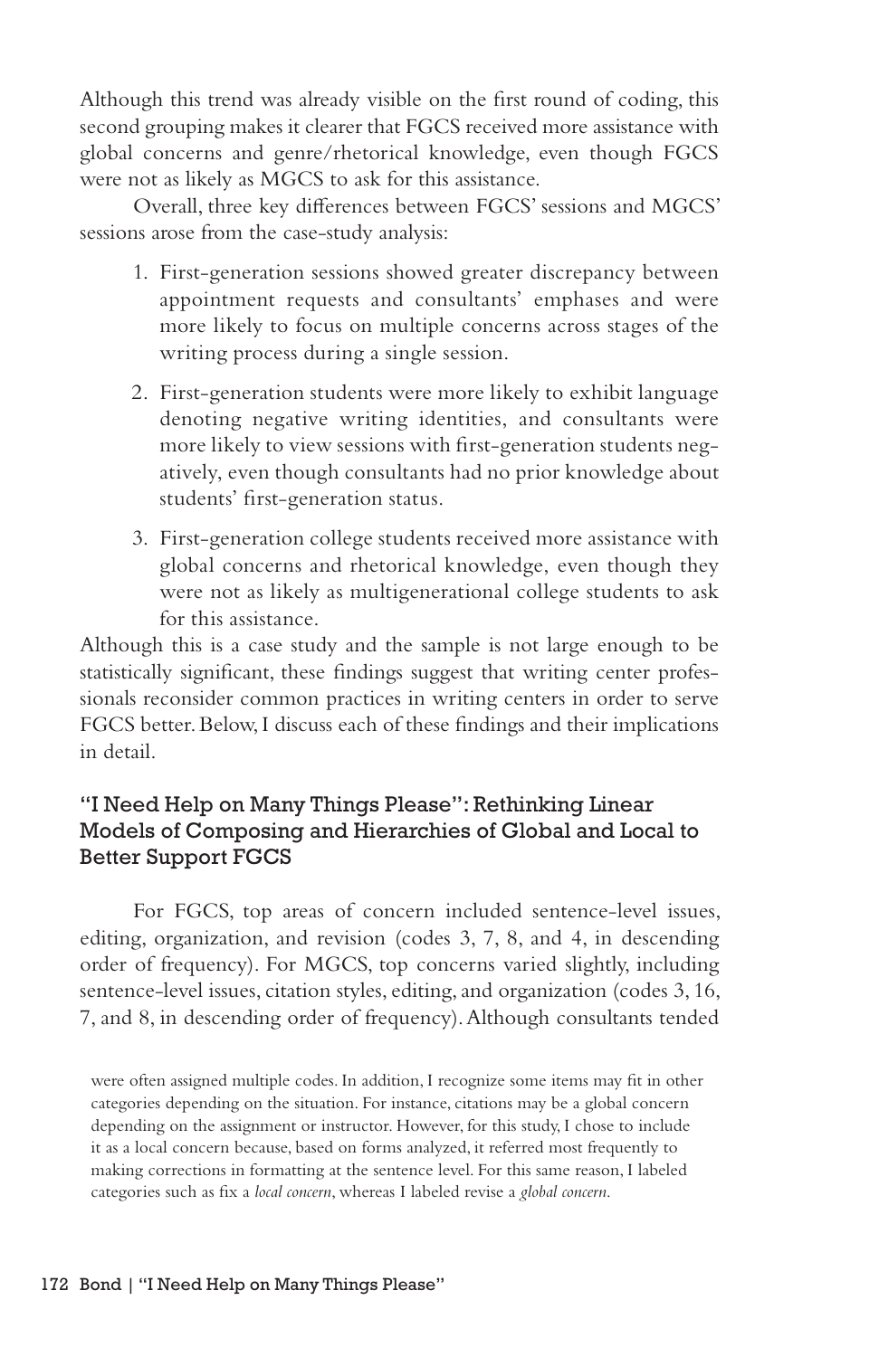Although this trend was already visible on the first round of coding, this second grouping makes it clearer that FGCS received more assistance with global concerns and genre/rhetorical knowledge, even though FGCS were not as likely as MGCS to ask for this assistance.

Overall, three key differences between FGCS' sessions and MGCS' sessions arose from the case-study analysis:

1. First-generation sessions showed greater discrepancy between appointment requests and consultants' emphases and were more likely to focus on multiple concerns across stages of the writing process during a single session.
2. First-generation students were more likely to exhibit language denoting negative writing identities, and consultants were more likely to view sessions with first-generation students negatively, even though consultants had no prior knowledge about students' first-generation status.
3. First-generation college students received more assistance with global concerns and rhetorical knowledge, even though they were not as likely as multigenerational college students to ask for this assistance.

Although this is a case study and the sample is not large enough to be statistically significant, these findings suggest that writing center professionals reconsider common practices in writing centers in order to serve FGCS better. Below, I discuss each of these findings and their implications in detail.

### "I Need Help on Many Things Please": Rethinking Linear Models of Composing and Hierarchies of Global and Local to Better Support FGCS

For FGCS, top areas of concern included sentence-level issues, editing, organization, and revision (codes 3, 7, 8, and 4, in descending order of frequency). For MGCS, top concerns varied slightly, including sentence-level issues, citation styles, editing, and organization (codes 3, 16, 7, and 8, in descending order of frequency). Although consultants tended

were often assigned multiple codes. In addition, I recognize some items may fit in other categories depending on the situation. For instance, citations may be a global concern depending on the assignment or instructor. However, for this study, I chose to include it as a local concern because, based on forms analyzed, it referred most frequently to making corrections in formatting at the sentence level. For this same reason, I labeled categories such as fix a *local concern*, whereas I labeled revise a *global concern*.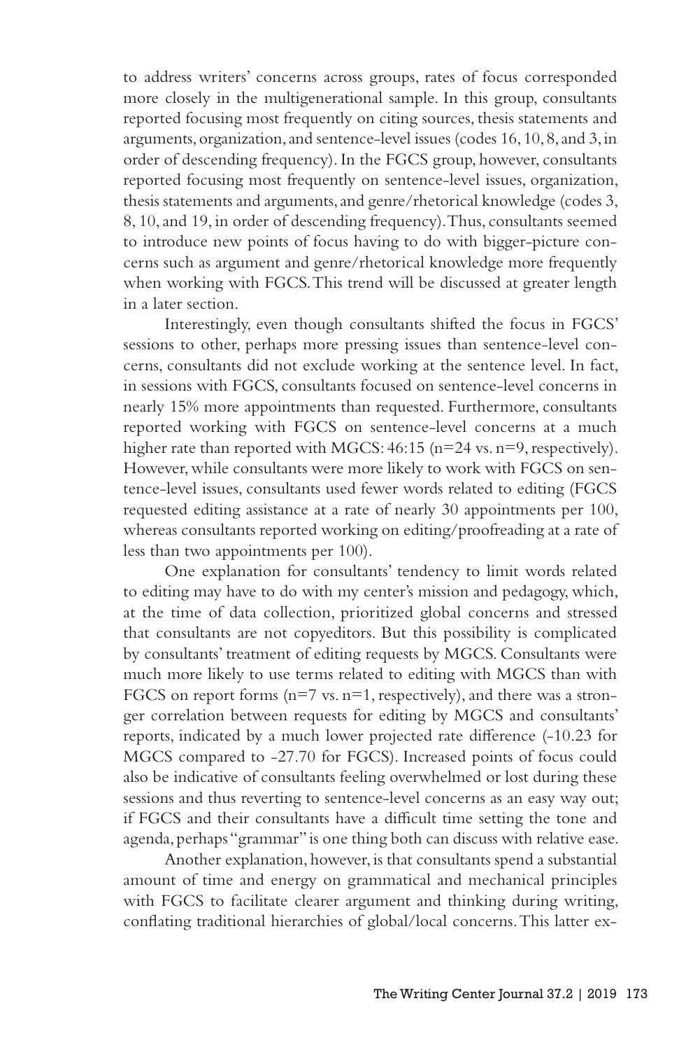to address writers' concerns across groups, rates of focus corresponded more closely in the multigenerational sample. In this group, consultants reported focusing most frequently on citing sources, thesis statements and arguments, organization, and sentence-level issues (codes 16, 10, 8, and 3, in order of descending frequency). In the FGCS group, however, consultants reported focusing most frequently on sentence-level issues, organization, thesis statements and arguments, and genre/rhetorical knowledge (codes 3, 8, 10, and 19, in order of descending frequency). Thus, consultants seemed to introduce new points of focus having to do with bigger-picture concerns such as argument and genre/rhetorical knowledge more frequently when working with FGCS. This trend will be discussed at greater length in a later section.

Interestingly, even though consultants shifted the focus in FGCS' sessions to other, perhaps more pressing issues than sentence-level concerns, consultants did not exclude working at the sentence level. In fact, in sessions with FGCS, consultants focused on sentence-level concerns in nearly 15% more appointments than requested. Furthermore, consultants reported working with FGCS on sentence-level concerns at a much higher rate than reported with MGCS: 46:15 (n=24 vs. n=9, respectively). However, while consultants were more likely to work with FGCS on sentence-level issues, consultants used fewer words related to editing (FGCS requested editing assistance at a rate of nearly 30 appointments per 100, whereas consultants reported working on editing/proofreading at a rate of less than two appointments per 100).

One explanation for consultants' tendency to limit words related to editing may have to do with my center's mission and pedagogy, which, at the time of data collection, prioritized global concerns and stressed that consultants are not copyeditors. But this possibility is complicated by consultants' treatment of editing requests by MGCS. Consultants were much more likely to use terms related to editing with MGCS than with FGCS on report forms (n=7 vs. n=1, respectively), and there was a stronger correlation between requests for editing by MGCS and consultants' reports, indicated by a much lower projected rate difference (-10.23 for MGCS compared to -27.70 for FGCS). Increased points of focus could also be indicative of consultants feeling overwhelmed or lost during these sessions and thus reverting to sentence-level concerns as an easy way out; if FGCS and their consultants have a difficult time setting the tone and agenda, perhaps "grammar" is one thing both can discuss with relative ease.

Another explanation, however, is that consultants spend a substantial amount of time and energy on grammatical and mechanical principles with FGCS to facilitate clearer argument and thinking during writing, conflating traditional hierarchies of global/local concerns. This latter ex-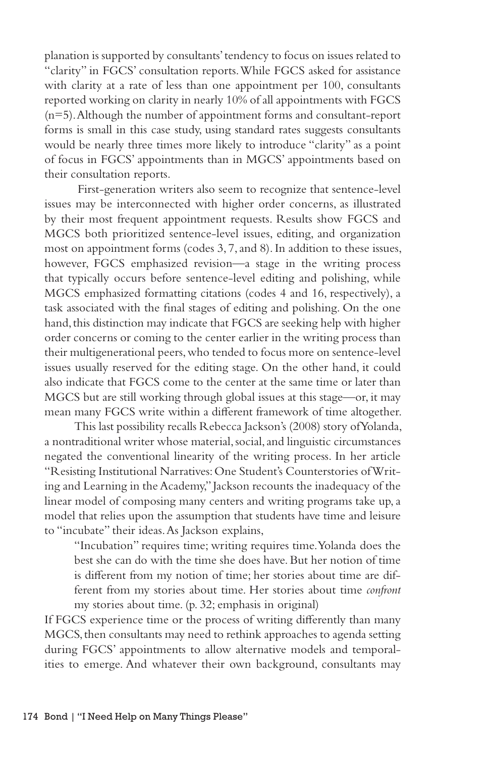planation is supported by consultants' tendency to focus on issues related to "clarity" in FGCS' consultation reports. While FGCS asked for assistance with clarity at a rate of less than one appointment per 100, consultants reported working on clarity in nearly 10% of all appointments with FGCS (n=5). Although the number of appointment forms and consultant-report forms is small in this case study, using standard rates suggests consultants would be nearly three times more likely to introduce "clarity" as a point of focus in FGCS' appointments than in MGCS' appointments based on their consultation reports.

First-generation writers also seem to recognize that sentence-level issues may be interconnected with higher order concerns, as illustrated by their most frequent appointment requests. Results show FGCS and MGCS both prioritized sentence-level issues, editing, and organization most on appointment forms (codes 3, 7, and 8). In addition to these issues, however, FGCS emphasized revision—a stage in the writing process that typically occurs before sentence-level editing and polishing, while MGCS emphasized formatting citations (codes 4 and 16, respectively), a task associated with the final stages of editing and polishing. On the one hand, this distinction may indicate that FGCS are seeking help with higher order concerns or coming to the center earlier in the writing process than their multigenerational peers, who tended to focus more on sentence-level issues usually reserved for the editing stage. On the other hand, it could also indicate that FGCS come to the center at the same time or later than MGCS but are still working through global issues at this stage—or, it may mean many FGCS write within a different framework of time altogether.

This last possibility recalls Rebecca Jackson's (2008) story of Yolanda, a nontraditional writer whose material, social, and linguistic circumstances negated the conventional linearity of the writing process. In her article "Resisting Institutional Narratives: One Student's Counterstories of Writing and Learning in the Academy," Jackson recounts the inadequacy of the linear model of composing many centers and writing programs take up, a model that relies upon the assumption that students have time and leisure to "incubate" their ideas. As Jackson explains,

> "Incubation" requires time; writing requires time. Yolanda does the best she can do with the time she does have. But her notion of time is different from my notion of time; her stories about time are different from my stories about time. Her stories about time *confront* my stories about time. (p. 32; emphasis in original)

If FGCS experience time or the process of writing differently than many MGCS, then consultants may need to rethink approaches to agenda setting during FGCS' appointments to allow alternative models and temporalities to emerge. And whatever their own background, consultants may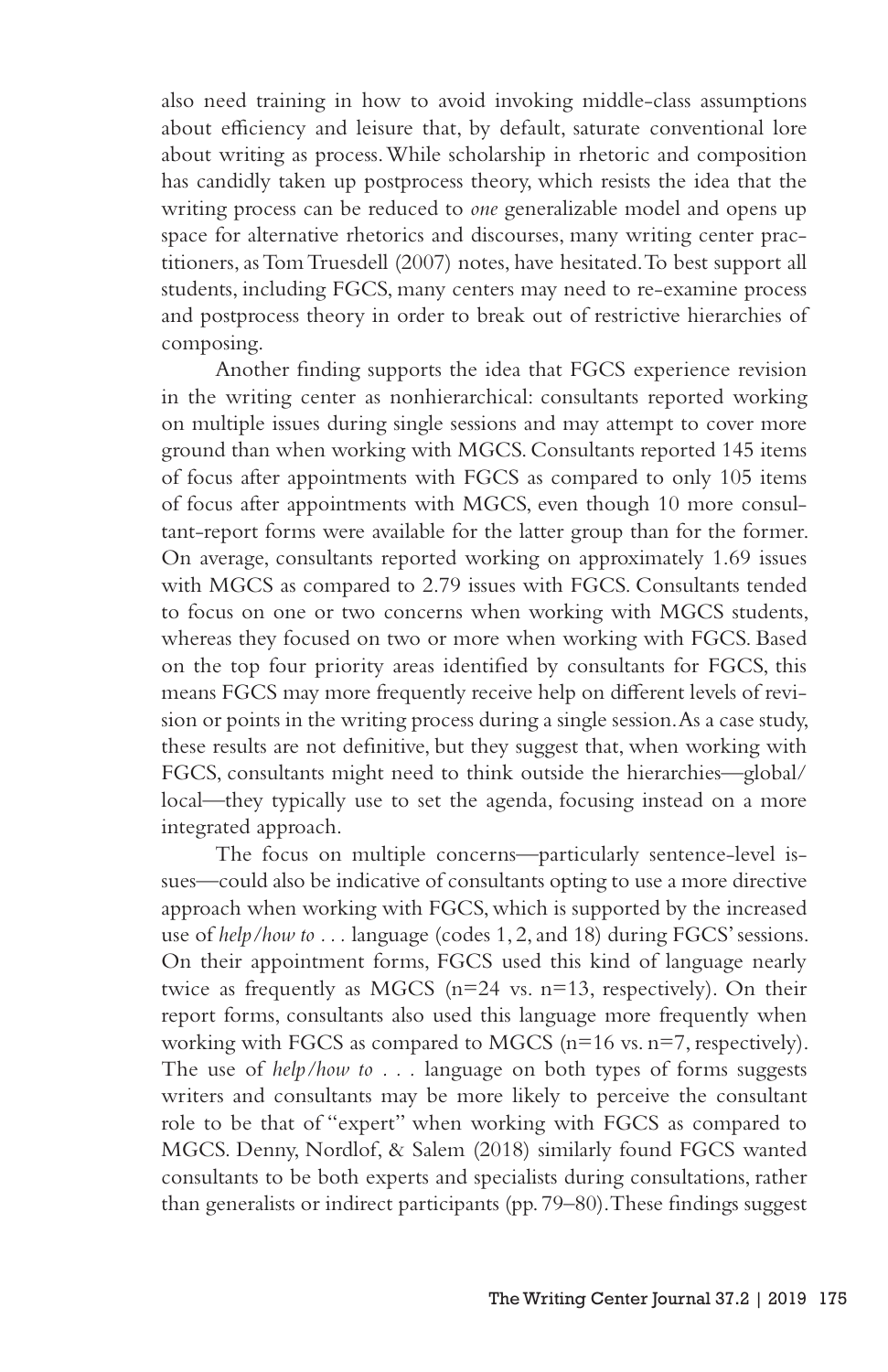also need training in how to avoid invoking middle-class assumptions about efficiency and leisure that, by default, saturate conventional lore about writing as process. While scholarship in rhetoric and composition has candidly taken up postprocess theory, which resists the idea that the writing process can be reduced to *one* generalizable model and opens up space for alternative rhetorics and discourses, many writing center practitioners, as Tom Truesdell (2007) notes, have hesitated. To best support all students, including FGCS, many centers may need to re-examine process and postprocess theory in order to break out of restrictive hierarchies of composing.

Another finding supports the idea that FGCS experience revision in the writing center as nonhierarchical: consultants reported working on multiple issues during single sessions and may attempt to cover more ground than when working with MGCS. Consultants reported 145 items of focus after appointments with FGCS as compared to only 105 items of focus after appointments with MGCS, even though 10 more consultant-report forms were available for the latter group than for the former. On average, consultants reported working on approximately 1.69 issues with MGCS as compared to 2.79 issues with FGCS. Consultants tended to focus on one or two concerns when working with MGCS students, whereas they focused on two or more when working with FGCS. Based on the top four priority areas identified by consultants for FGCS, this means FGCS may more frequently receive help on different levels of revision or points in the writing process during a single session. As a case study, these results are not definitive, but they suggest that, when working with FGCS, consultants might need to think outside the hierarchies—global/local—they typically use to set the agenda, focusing instead on a more integrated approach.

The focus on multiple concerns—particularly sentence-level issues—could also be indicative of consultants opting to use a more directive approach when working with FGCS, which is supported by the increased use of *help/how to* . . . language (codes 1, 2, and 18) during FGCS' sessions. On their appointment forms, FGCS used this kind of language nearly twice as frequently as MGCS (n=24 vs. n=13, respectively). On their report forms, consultants also used this language more frequently when working with FGCS as compared to MGCS (n=16 vs. n=7, respectively). The use of *help/how to* . . . language on both types of forms suggests writers and consultants may be more likely to perceive the consultant role to be that of "expert" when working with FGCS as compared to MGCS. Denny, Nordlof, & Salem (2018) similarly found FGCS wanted consultants to be both experts and specialists during consultations, rather than generalists or indirect participants (pp. 79–80). These findings suggest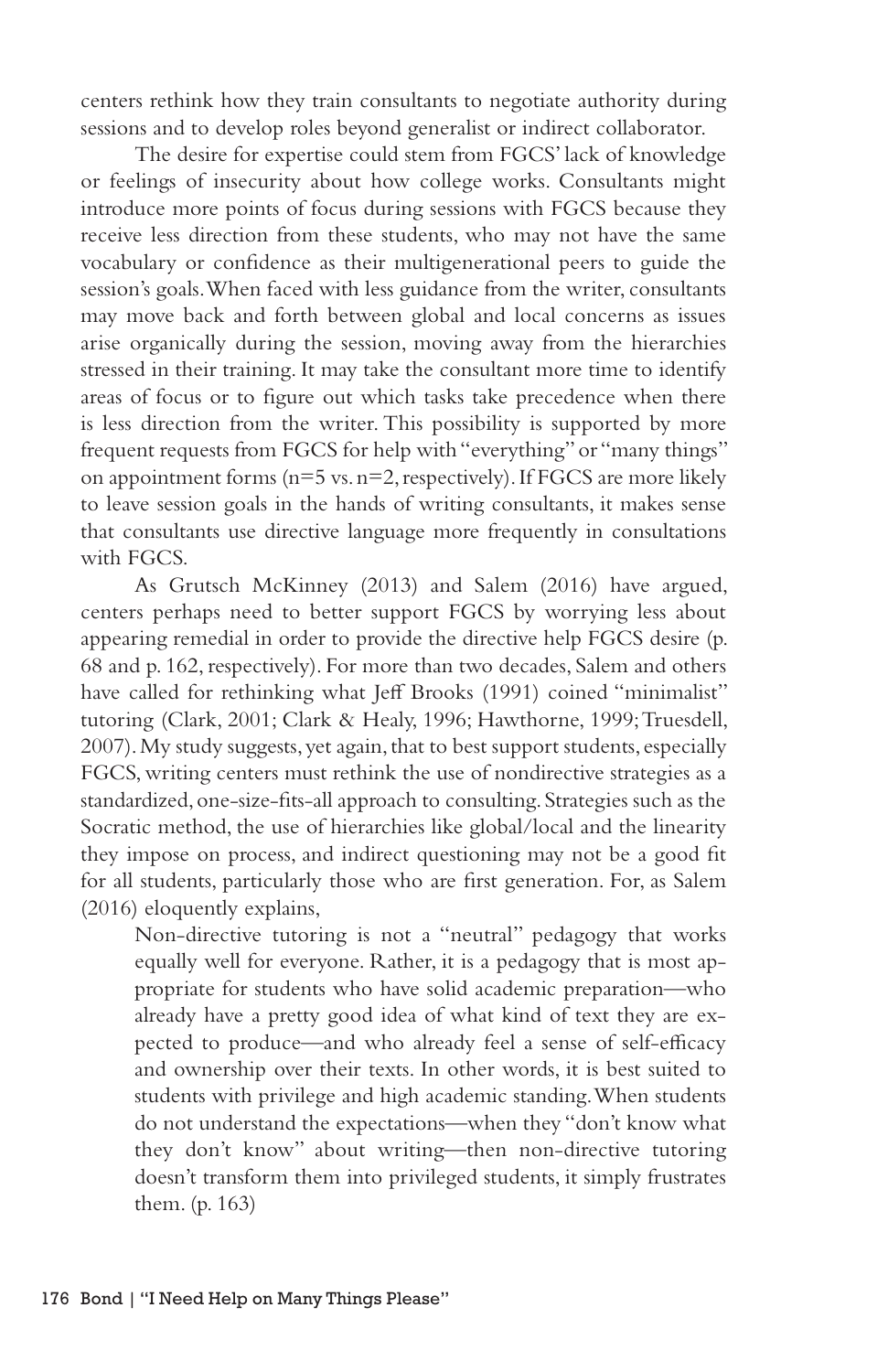centers rethink how they train consultants to negotiate authority during sessions and to develop roles beyond generalist or indirect collaborator.

The desire for expertise could stem from FGCS' lack of knowledge or feelings of insecurity about how college works. Consultants might introduce more points of focus during sessions with FGCS because they receive less direction from these students, who may not have the same vocabulary or confidence as their multigenerational peers to guide the session's goals. When faced with less guidance from the writer, consultants may move back and forth between global and local concerns as issues arise organically during the session, moving away from the hierarchies stressed in their training. It may take the consultant more time to identify areas of focus or to figure out which tasks take precedence when there is less direction from the writer. This possibility is supported by more frequent requests from FGCS for help with "everything" or "many things" on appointment forms (n=5 vs. n=2, respectively). If FGCS are more likely to leave session goals in the hands of writing consultants, it makes sense that consultants use directive language more frequently in consultations with FGCS.

As Grutsch McKinney (2013) and Salem (2016) have argued, centers perhaps need to better support FGCS by worrying less about appearing remedial in order to provide the directive help FGCS desire (p. 68 and p. 162, respectively). For more than two decades, Salem and others have called for rethinking what Jeff Brooks (1991) coined "minimalist" tutoring (Clark, 2001; Clark & Healy, 1996; Hawthorne, 1999; Truesdell, 2007). My study suggests, yet again, that to best support students, especially FGCS, writing centers must rethink the use of nondirective strategies as a standardized, one-size-fits-all approach to consulting. Strategies such as the Socratic method, the use of hierarchies like global/local and the linearity they impose on process, and indirect questioning may not be a good fit for all students, particularly those who are first generation. For, as Salem (2016) eloquently explains,

> Non-directive tutoring is not a "neutral" pedagogy that works equally well for everyone. Rather, it is a pedagogy that is most appropriate for students who have solid academic preparation—who already have a pretty good idea of what kind of text they are expected to produce—and who already feel a sense of self-efficacy and ownership over their texts. In other words, it is best suited to students with privilege and high academic standing. When students do not understand the expectations—when they "don't know what they don't know" about writing—then non-directive tutoring doesn't transform them into privileged students, it simply frustrates them. (p. 163)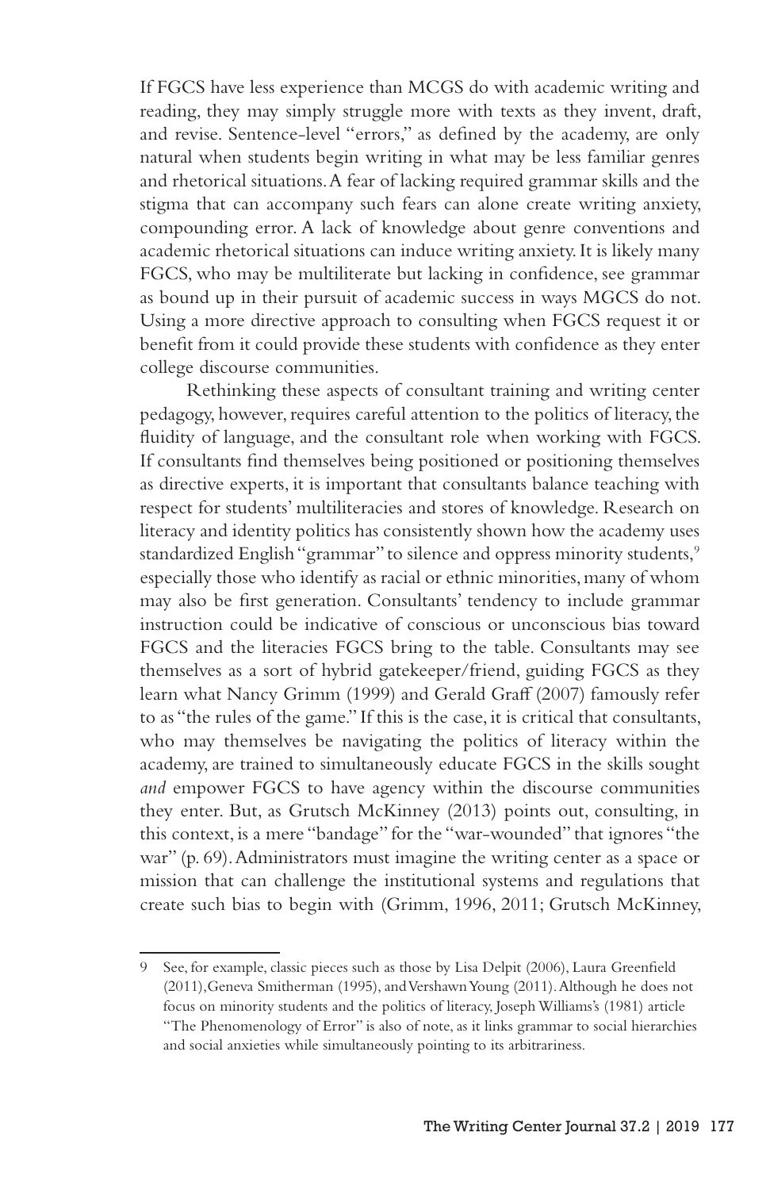If FGCS have less experience than MCGS do with academic writing and reading, they may simply struggle more with texts as they invent, draft, and revise. Sentence-level "errors," as defined by the academy, are only natural when students begin writing in what may be less familiar genres and rhetorical situations. A fear of lacking required grammar skills and the stigma that can accompany such fears can alone create writing anxiety, compounding error. A lack of knowledge about genre conventions and academic rhetorical situations can induce writing anxiety. It is likely many FGCS, who may be multiliterate but lacking in confidence, see grammar as bound up in their pursuit of academic success in ways MGCS do not. Using a more directive approach to consulting when FGCS request it or benefit from it could provide these students with confidence as they enter college discourse communities.

Rethinking these aspects of consultant training and writing center pedagogy, however, requires careful attention to the politics of literacy, the fluidity of language, and the consultant role when working with FGCS. If consultants find themselves being positioned or positioning themselves as directive experts, it is important that consultants balance teaching with respect for students' multiliteracies and stores of knowledge. Research on literacy and identity politics has consistently shown how the academy uses standardized English "grammar" to silence and oppress minority students,[9] especially those who identify as racial or ethnic minorities, many of whom may also be first generation. Consultants' tendency to include grammar instruction could be indicative of conscious or unconscious bias toward FGCS and the literacies FGCS bring to the table. Consultants may see themselves as a sort of hybrid gatekeeper/friend, guiding FGCS as they learn what Nancy Grimm (1999) and Gerald Graff (2007) famously refer to as "the rules of the game." If this is the case, it is critical that consultants, who may themselves be navigating the politics of literacy within the academy, are trained to simultaneously educate FGCS in the skills sought *and* empower FGCS to have agency within the discourse communities they enter. But, as Grutsch McKinney (2013) points out, consulting, in this context, is a mere "bandage" for the "war-wounded" that ignores "the war" (p. 69). Administrators must imagine the writing center as a space or mission that can challenge the institutional systems and regulations that create such bias to begin with (Grimm, 1996, 2011; Grutsch McKinney,

---

9 See, for example, classic pieces such as those by Lisa Delpit (2006), Laura Greenfield (2011), Geneva Smitherman (1995), and Vershawn Young (2011). Although he does not focus on minority students and the politics of literacy, Joseph Williams's (1981) article "The Phenomenology of Error" is also of note, as it links grammar to social hierarchies and social anxieties while simultaneously pointing to its arbitrariness.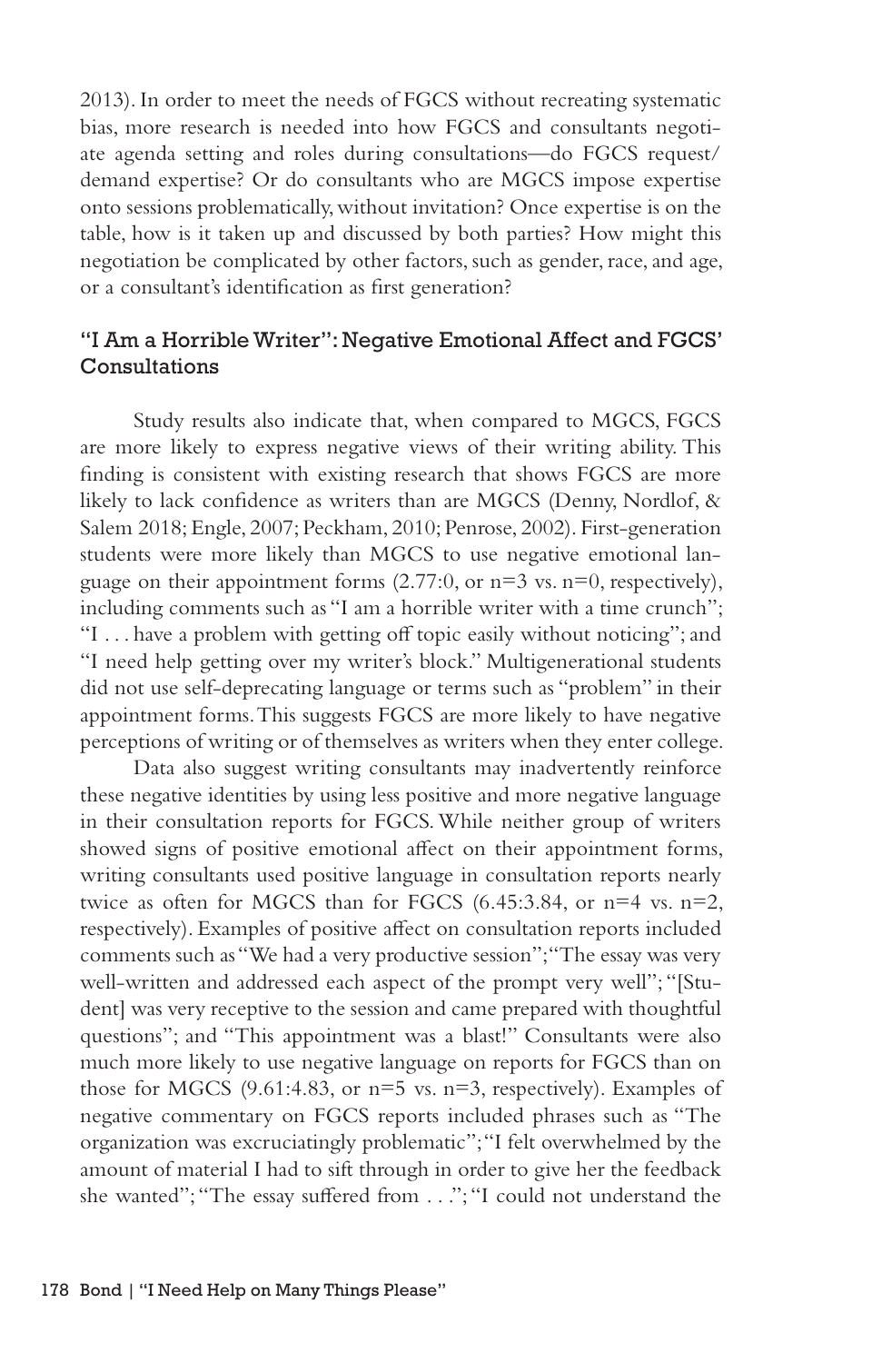2013). In order to meet the needs of FGCS without recreating systematic bias, more research is needed into how FGCS and consultants negotiate agenda setting and roles during consultations—do FGCS request/demand expertise? Or do consultants who are MGCS impose expertise onto sessions problematically, without invitation? Once expertise is on the table, how is it taken up and discussed by both parties? How might this negotiation be complicated by other factors, such as gender, race, and age, or a consultant's identification as first generation?

### "I Am a Horrible Writer": Negative Emotional Affect and FGCS' Consultations

Study results also indicate that, when compared to MGCS, FGCS are more likely to express negative views of their writing ability. This finding is consistent with existing research that shows FGCS are more likely to lack confidence as writers than are MGCS (Denny, Nordlof, & Salem 2018; Engle, 2007; Peckham, 2010; Penrose, 2002). First-generation students were more likely than MGCS to use negative emotional language on their appointment forms (2.77:0, or n=3 vs. n=0, respectively), including comments such as "I am a horrible writer with a time crunch"; "I . . . have a problem with getting off topic easily without noticing"; and "I need help getting over my writer's block." Multigenerational students did not use self-deprecating language or terms such as "problem" in their appointment forms. This suggests FGCS are more likely to have negative perceptions of writing or of themselves as writers when they enter college.

Data also suggest writing consultants may inadvertently reinforce these negative identities by using less positive and more negative language in their consultation reports for FGCS. While neither group of writers showed signs of positive emotional affect on their appointment forms, writing consultants used positive language in consultation reports nearly twice as often for MGCS than for FGCS (6.45:3.84, or n=4 vs. n=2, respectively). Examples of positive affect on consultation reports included comments such as "We had a very productive session"; "The essay was very well-written and addressed each aspect of the prompt very well"; "[Student] was very receptive to the session and came prepared with thoughtful questions"; and "This appointment was a blast!" Consultants were also much more likely to use negative language on reports for FGCS than on those for MGCS (9.61:4.83, or n=5 vs. n=3, respectively). Examples of negative commentary on FGCS reports included phrases such as "The organization was excruciatingly problematic"; "I felt overwhelmed by the amount of material I had to sift through in order to give her the feedback she wanted"; "The essay suffered from . . ."; "I could not understand the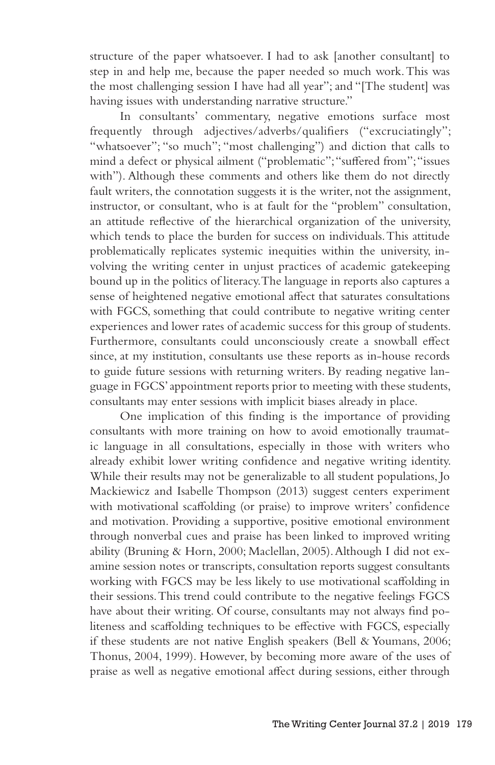structure of the paper whatsoever. I had to ask [another consultant] to step in and help me, because the paper needed so much work. This was the most challenging session I have had all year"; and "[The student] was having issues with understanding narrative structure."

In consultants' commentary, negative emotions surface most frequently through adjectives/adverbs/qualifiers ("excruciatingly"; "whatsoever"; "so much"; "most challenging") and diction that calls to mind a defect or physical ailment ("problematic"; "suffered from"; "issues with"). Although these comments and others like them do not directly fault writers, the connotation suggests it is the writer, not the assignment, instructor, or consultant, who is at fault for the "problem" consultation, an attitude reflective of the hierarchical organization of the university, which tends to place the burden for success on individuals. This attitude problematically replicates systemic inequities within the university, involving the writing center in unjust practices of academic gatekeeping bound up in the politics of literacy. The language in reports also captures a sense of heightened negative emotional affect that saturates consultations with FGCS, something that could contribute to negative writing center experiences and lower rates of academic success for this group of students. Furthermore, consultants could unconsciously create a snowball effect since, at my institution, consultants use these reports as in-house records to guide future sessions with returning writers. By reading negative language in FGCS' appointment reports prior to meeting with these students, consultants may enter sessions with implicit biases already in place.

One implication of this finding is the importance of providing consultants with more training on how to avoid emotionally traumatic language in all consultations, especially in those with writers who already exhibit lower writing confidence and negative writing identity. While their results may not be generalizable to all student populations, Jo Mackiewicz and Isabelle Thompson (2013) suggest centers experiment with motivational scaffolding (or praise) to improve writers' confidence and motivation. Providing a supportive, positive emotional environment through nonverbal cues and praise has been linked to improved writing ability (Bruning & Horn, 2000; Maclellan, 2005). Although I did not examine session notes or transcripts, consultation reports suggest consultants working with FGCS may be less likely to use motivational scaffolding in their sessions. This trend could contribute to the negative feelings FGCS have about their writing. Of course, consultants may not always find politeness and scaffolding techniques to be effective with FGCS, especially if these students are not native English speakers (Bell & Youmans, 2006; Thonus, 2004, 1999). However, by becoming more aware of the uses of praise as well as negative emotional affect during sessions, either through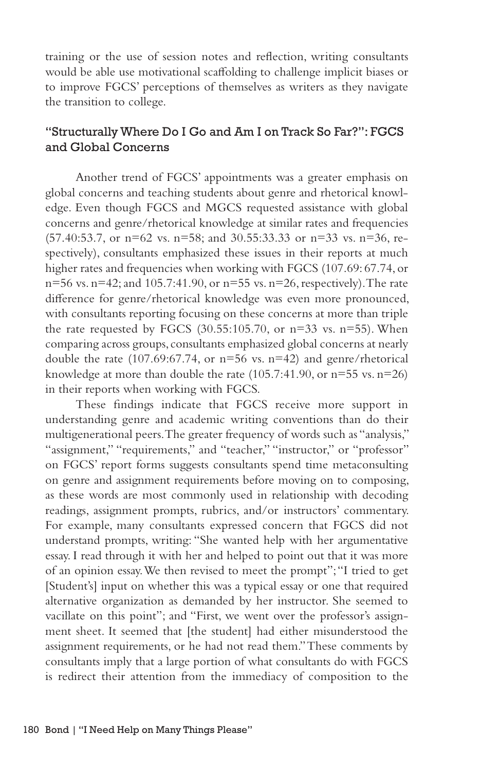training or the use of session notes and reflection, writing consultants would be able use motivational scaffolding to challenge implicit biases or to improve FGCS' perceptions of themselves as writers as they navigate the transition to college.

### "Structurally Where Do I Go and Am I on Track So Far?": FGCS and Global Concerns

Another trend of FGCS' appointments was a greater emphasis on global concerns and teaching students about genre and rhetorical knowledge. Even though FGCS and MGCS requested assistance with global concerns and genre/rhetorical knowledge at similar rates and frequencies (57.40:53.7, or n=62 vs. n=58; and 30.55:33.33 or n=33 vs. n=36, respectively), consultants emphasized these issues in their reports at much higher rates and frequencies when working with FGCS (107.69: 67.74, or n=56 vs. n=42; and 105.7:41.90, or n=55 vs. n=26, respectively). The rate difference for genre/rhetorical knowledge was even more pronounced, with consultants reporting focusing on these concerns at more than triple the rate requested by FGCS (30.55:105.70, or n=33 vs. n=55). When comparing across groups, consultants emphasized global concerns at nearly double the rate (107.69:67.74, or n=56 vs. n=42) and genre/rhetorical knowledge at more than double the rate (105.7:41.90, or n=55 vs. n=26) in their reports when working with FGCS.

These findings indicate that FGCS receive more support in understanding genre and academic writing conventions than do their multigenerational peers. The greater frequency of words such as "analysis," "assignment," "requirements," and "teacher," "instructor," or "professor" on FGCS' report forms suggests consultants spend time metaconsulting on genre and assignment requirements before moving on to composing, as these words are most commonly used in relationship with decoding readings, assignment prompts, rubrics, and/or instructors' commentary. For example, many consultants expressed concern that FGCS did not understand prompts, writing: "She wanted help with her argumentative essay. I read through it with her and helped to point out that it was more of an opinion essay. We then revised to meet the prompt"; "I tried to get [Student's] input on whether this was a typical essay or one that required alternative organization as demanded by her instructor. She seemed to vacillate on this point"; and "First, we went over the professor's assignment sheet. It seemed that [the student] had either misunderstood the assignment requirements, or he had not read them." These comments by consultants imply that a large portion of what consultants do with FGCS is redirect their attention from the immediacy of composition to the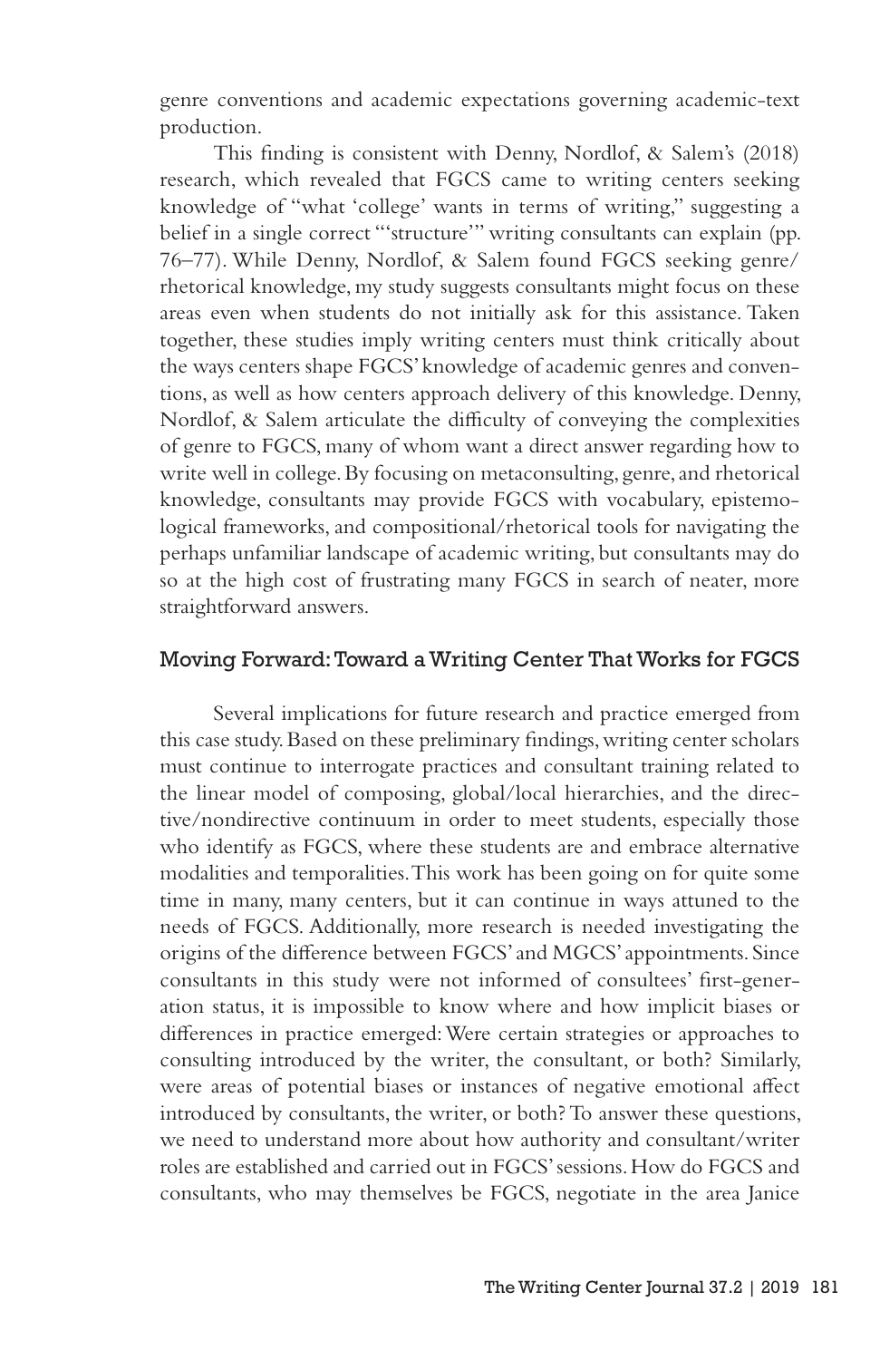genre conventions and academic expectations governing academic-text production.

This finding is consistent with Denny, Nordlof, & Salem's (2018) research, which revealed that FGCS came to writing centers seeking knowledge of "what 'college' wants in terms of writing," suggesting a belief in a single correct "'structure'" writing consultants can explain (pp. 76–77). While Denny, Nordlof, & Salem found FGCS seeking genre/rhetorical knowledge, my study suggests consultants might focus on these areas even when students do not initially ask for this assistance. Taken together, these studies imply writing centers must think critically about the ways centers shape FGCS' knowledge of academic genres and conventions, as well as how centers approach delivery of this knowledge. Denny, Nordlof, & Salem articulate the difficulty of conveying the complexities of genre to FGCS, many of whom want a direct answer regarding how to write well in college. By focusing on metaconsulting, genre, and rhetorical knowledge, consultants may provide FGCS with vocabulary, epistemological frameworks, and compositional/rhetorical tools for navigating the perhaps unfamiliar landscape of academic writing, but consultants may do so at the high cost of frustrating many FGCS in search of neater, more straightforward answers.

## Moving Forward: Toward a Writing Center That Works for FGCS

Several implications for future research and practice emerged from this case study. Based on these preliminary findings, writing center scholars must continue to interrogate practices and consultant training related to the linear model of composing, global/local hierarchies, and the directive/nondirective continuum in order to meet students, especially those who identify as FGCS, where these students are and embrace alternative modalities and temporalities. This work has been going on for quite some time in many, many centers, but it can continue in ways attuned to the needs of FGCS. Additionally, more research is needed investigating the origins of the difference between FGCS' and MGCS' appointments. Since consultants in this study were not informed of consultees' first-generation status, it is impossible to know where and how implicit biases or differences in practice emerged: Were certain strategies or approaches to consulting introduced by the writer, the consultant, or both? Similarly, were areas of potential biases or instances of negative emotional affect introduced by consultants, the writer, or both? To answer these questions, we need to understand more about how authority and consultant/writer roles are established and carried out in FGCS' sessions. How do FGCS and consultants, who may themselves be FGCS, negotiate in the area Janice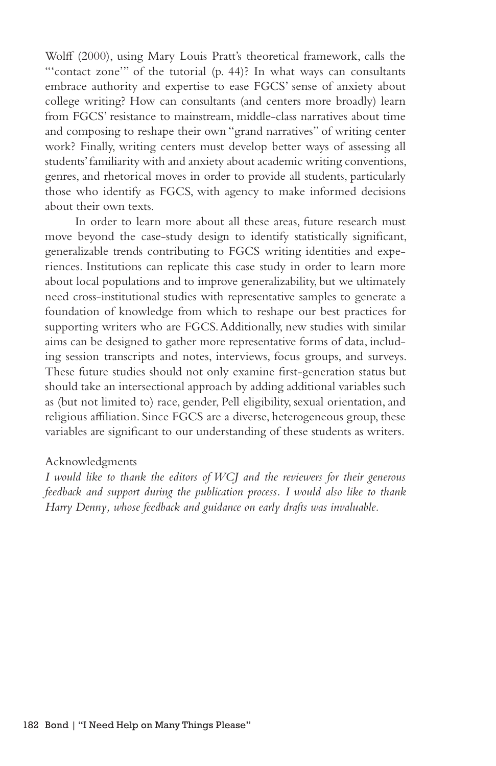Wolff (2000), using Mary Louis Pratt's theoretical framework, calls the "'contact zone'" of the tutorial (p. 44)? In what ways can consultants embrace authority and expertise to ease FGCS' sense of anxiety about college writing? How can consultants (and centers more broadly) learn from FGCS' resistance to mainstream, middle-class narratives about time and composing to reshape their own "grand narratives" of writing center work? Finally, writing centers must develop better ways of assessing all students' familiarity with and anxiety about academic writing conventions, genres, and rhetorical moves in order to provide all students, particularly those who identify as FGCS, with agency to make informed decisions about their own texts.

In order to learn more about all these areas, future research must move beyond the case-study design to identify statistically significant, generalizable trends contributing to FGCS writing identities and experiences. Institutions can replicate this case study in order to learn more about local populations and to improve generalizability, but we ultimately need cross-institutional studies with representative samples to generate a foundation of knowledge from which to reshape our best practices for supporting writers who are FGCS. Additionally, new studies with similar aims can be designed to gather more representative forms of data, including session transcripts and notes, interviews, focus groups, and surveys. These future studies should not only examine first-generation status but should take an intersectional approach by adding additional variables such as (but not limited to) race, gender, Pell eligibility, sexual orientation, and religious affiliation. Since FGCS are a diverse, heterogeneous group, these variables are significant to our understanding of these students as writers.

Acknowledgments

*I would like to thank the editors of WCJ and the reviewers for their generous feedback and support during the publication process. I would also like to thank Harry Denny, whose feedback and guidance on early drafts was invaluable.*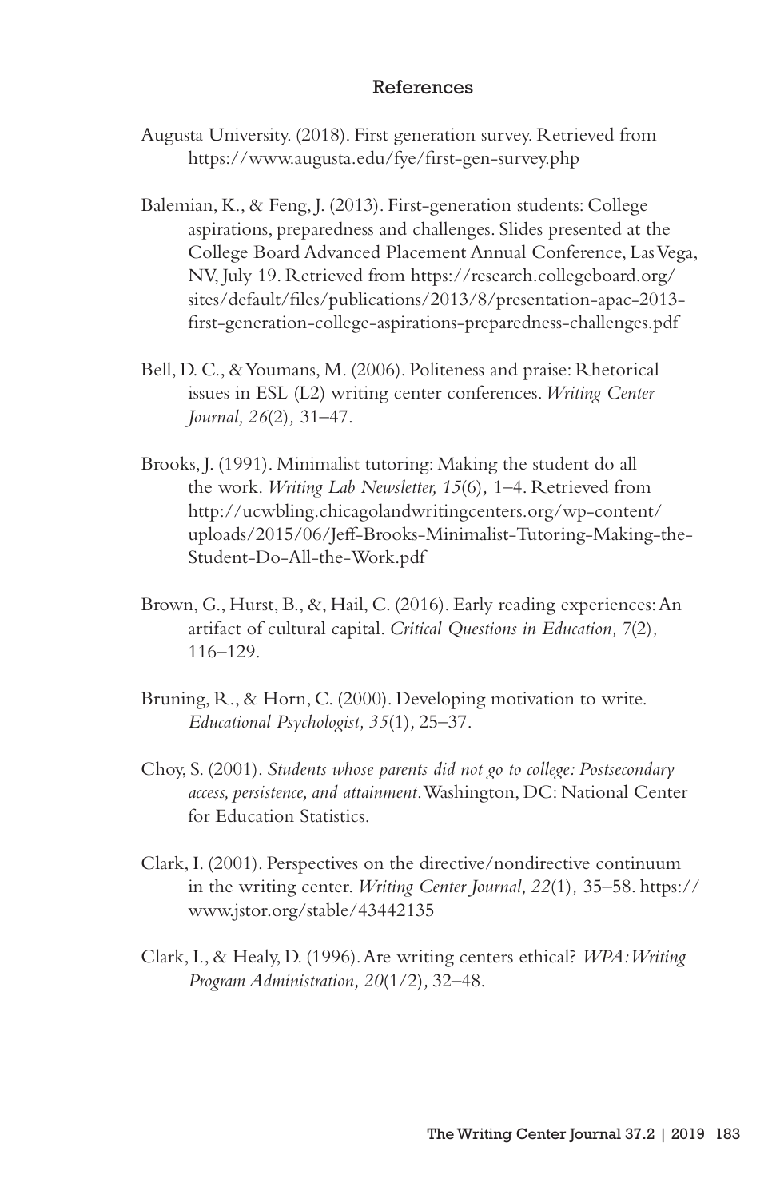## References

Augusta University. (2018). First generation survey. Retrieved from https://www.augusta.edu/fye/first-gen-survey.php

Balemian, K., & Feng, J. (2013). First-generation students: College aspirations, preparedness and challenges. Slides presented at the College Board Advanced Placement Annual Conference, Las Vega, NV, July 19. Retrieved from https://research.collegeboard.org/sites/default/files/publications/2013/8/presentation-apac-2013-first-generation-college-aspirations-preparedness-challenges.pdf

Bell, D. C., & Youmans, M. (2006). Politeness and praise: Rhetorical issues in ESL (L2) writing center conferences. *Writing Center Journal, 26*(2), 31–47.

Brooks, J. (1991). Minimalist tutoring: Making the student do all the work. *Writing Lab Newsletter, 15*(6), 1–4. Retrieved from http://ucwbling.chicagolandwritingcenters.org/wp-content/uploads/2015/06/Jeff-Brooks-Minimalist-Tutoring-Making-the-Student-Do-All-the-Work.pdf

Brown, G., Hurst, B., &, Hail, C. (2016). Early reading experiences: An artifact of cultural capital. *Critical Questions in Education, 7*(2), 116–129.

Bruning, R., & Horn, C. (2000). Developing motivation to write. *Educational Psychologist, 35*(1), 25–37.

Choy, S. (2001). *Students whose parents did not go to college: Postsecondary access, persistence, and attainment.* Washington, DC: National Center for Education Statistics.

Clark, I. (2001). Perspectives on the directive/nondirective continuum in the writing center. *Writing Center Journal, 22*(1), 35–58. https://www.jstor.org/stable/43442135

Clark, I., & Healy, D. (1996). Are writing centers ethical? *WPA: Writing Program Administration, 20*(1/2), 32–48.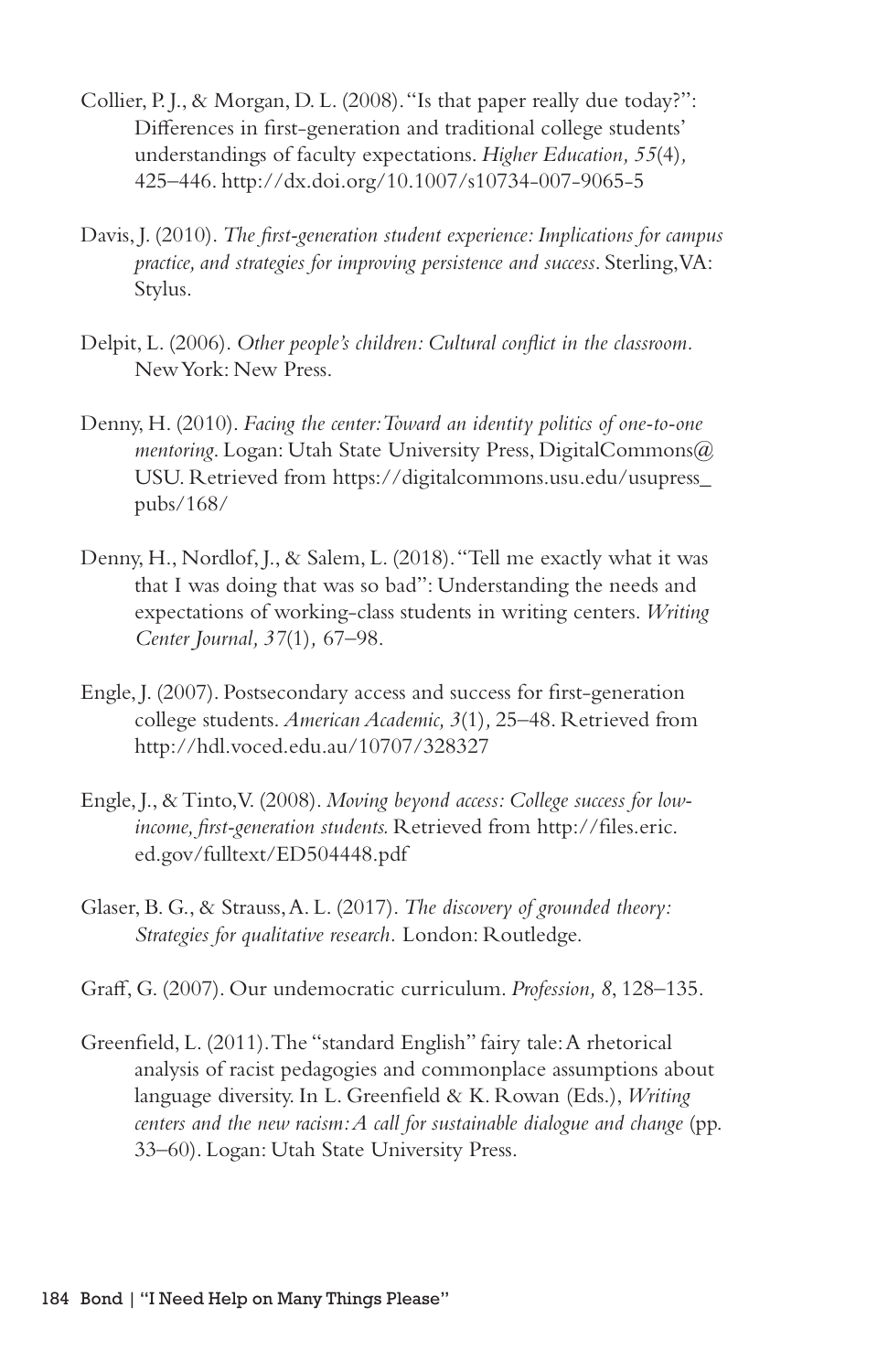Collier, P. J., & Morgan, D. L. (2008). "Is that paper really due today?": Differences in first-generation and traditional college students' understandings of faculty expectations. *Higher Education, 55*(4), 425–446. http://dx.doi.org/10.1007/s10734-007-9065-5

Davis, J. (2010). *The first-generation student experience: Implications for campus practice, and strategies for improving persistence and success*. Sterling, VA: Stylus.

Delpit, L. (2006). *Other people's children: Cultural conflict in the classroom*. New York: New Press.

Denny, H. (2010). *Facing the center: Toward an identity politics of one-to-one mentoring*. Logan: Utah State University Press, DigitalCommons@USU. Retrieved from https://digitalcommons.usu.edu/usupress_pubs/168/

Denny, H., Nordlof, J., & Salem, L. (2018). "Tell me exactly what it was that I was doing that was so bad": Understanding the needs and expectations of working-class students in writing centers. *Writing Center Journal, 37*(1), 67–98.

Engle, J. (2007). Postsecondary access and success for first-generation college students. *American Academic, 3*(1), 25–48. Retrieved from http://hdl.voced.edu.au/10707/328327

Engle, J., & Tinto, V. (2008). *Moving beyond access: College success for low-income, first-generation students.* Retrieved from http://files.eric.ed.gov/fulltext/ED504448.pdf

Glaser, B. G., & Strauss, A. L. (2017). *The discovery of grounded theory: Strategies for qualitative research.* London: Routledge.

Graff, G. (2007). Our undemocratic curriculum. *Profession, 8*, 128–135.

Greenfield, L. (2011). The "standard English" fairy tale: A rhetorical analysis of racist pedagogies and commonplace assumptions about language diversity. In L. Greenfield & K. Rowan (Eds.), *Writing centers and the new racism: A call for sustainable dialogue and change* (pp. 33–60). Logan: Utah State University Press.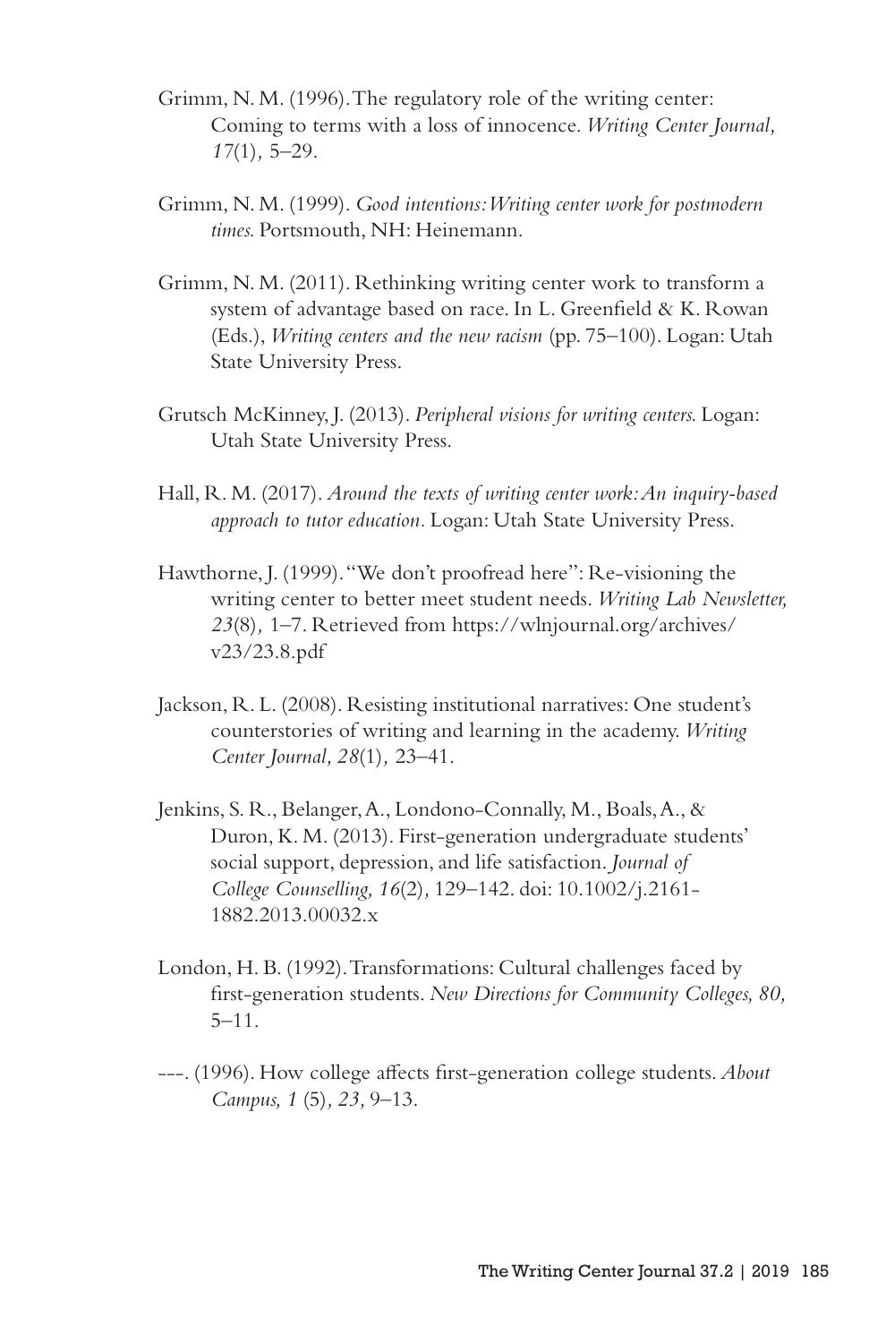Grimm, N. M. (1996). The regulatory role of the writing center: Coming to terms with a loss of innocence. *Writing Center Journal, 17*(1)*,* 5–29.

Grimm, N. M. (1999). *Good intentions: Writing center work for postmodern times.* Portsmouth, NH: Heinemann.

Grimm, N. M. (2011). Rethinking writing center work to transform a system of advantage based on race. In L. Greenfield & K. Rowan (Eds.), *Writing centers and the new racism* (pp. 75–100). Logan: Utah State University Press.

Grutsch McKinney, J. (2013). *Peripheral visions for writing centers.* Logan: Utah State University Press.

Hall, R. M. (2017). *Around the texts of writing center work: An inquiry-based approach to tutor education.* Logan: Utah State University Press.

Hawthorne, J. (1999). "We don't proofread here": Re-visioning the writing center to better meet student needs. *Writing Lab Newsletter, 23*(8)*,* 1–7. Retrieved from https://wlnjournal.org/archives/v23/23.8.pdf

Jackson, R. L. (2008). Resisting institutional narratives: One student's counterstories of writing and learning in the academy. *Writing Center Journal, 28*(1)*,* 23–41.

Jenkins, S. R., Belanger, A., Londono-Connally, M., Boals, A., & Duron, K. M. (2013). First-generation undergraduate students' social support, depression, and life satisfaction. *Journal of College Counselling, 16*(2)*,* 129–142. doi: 10.1002/j.2161-1882.2013.00032.x

London, H. B. (1992). Transformations: Cultural challenges faced by first-generation students. *New Directions for Community Colleges, 80,* 5–11.

---. (1996). How college affects first-generation college students. *About Campus, 1* (5)*, 23,* 9–13.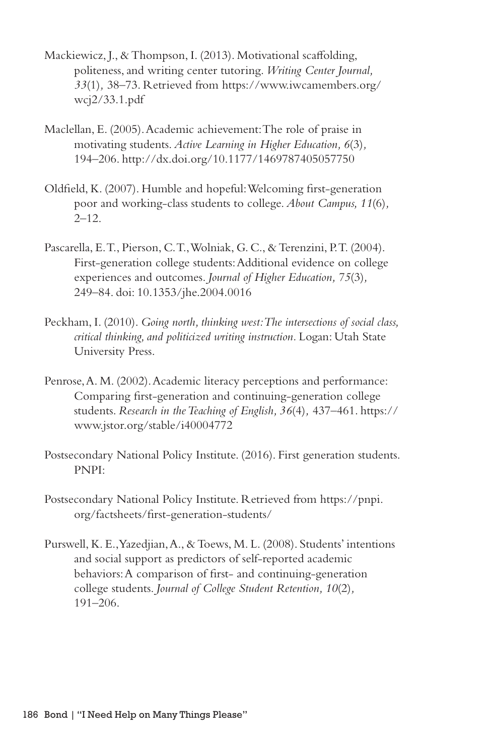Mackiewicz, J., & Thompson, I. (2013). Motivational scaffolding, politeness, and writing center tutoring. *Writing Center Journal, 33*(1), 38–73. Retrieved from https://www.iwcamembers.org/wcj2/33.1.pdf

Maclellan, E. (2005). Academic achievement: The role of praise in motivating students. *Active Learning in Higher Education, 6*(3), 194–206. http://dx.doi.org/10.1177/1469787405057750

Oldfield, K. (2007). Humble and hopeful: Welcoming first-generation poor and working-class students to college. *About Campus, 11*(6), 2–12.

Pascarella, E. T., Pierson, C. T., Wolniak, G. C., & Terenzini, P. T. (2004). First-generation college students: Additional evidence on college experiences and outcomes. *Journal of Higher Education, 75*(3), 249–84. doi: 10.1353/jhe.2004.0016

Peckham, I. (2010). *Going north, thinking west: The intersections of social class, critical thinking, and politicized writing instruction*. Logan: Utah State University Press.

Penrose, A. M. (2002). Academic literacy perceptions and performance: Comparing first-generation and continuing-generation college students. *Research in the Teaching of English, 36*(4), 437–461. https://www.jstor.org/stable/i40004772

Postsecondary National Policy Institute. (2016). First generation students. PNPI:

Postsecondary National Policy Institute. Retrieved from https://pnpi.org/factsheets/first-generation-students/

Purswell, K. E., Yazedjian, A., & Toews, M. L. (2008). Students' intentions and social support as predictors of self-reported academic behaviors: A comparison of first- and continuing-generation college students. *Journal of College Student Retention, 10*(2), 191–206.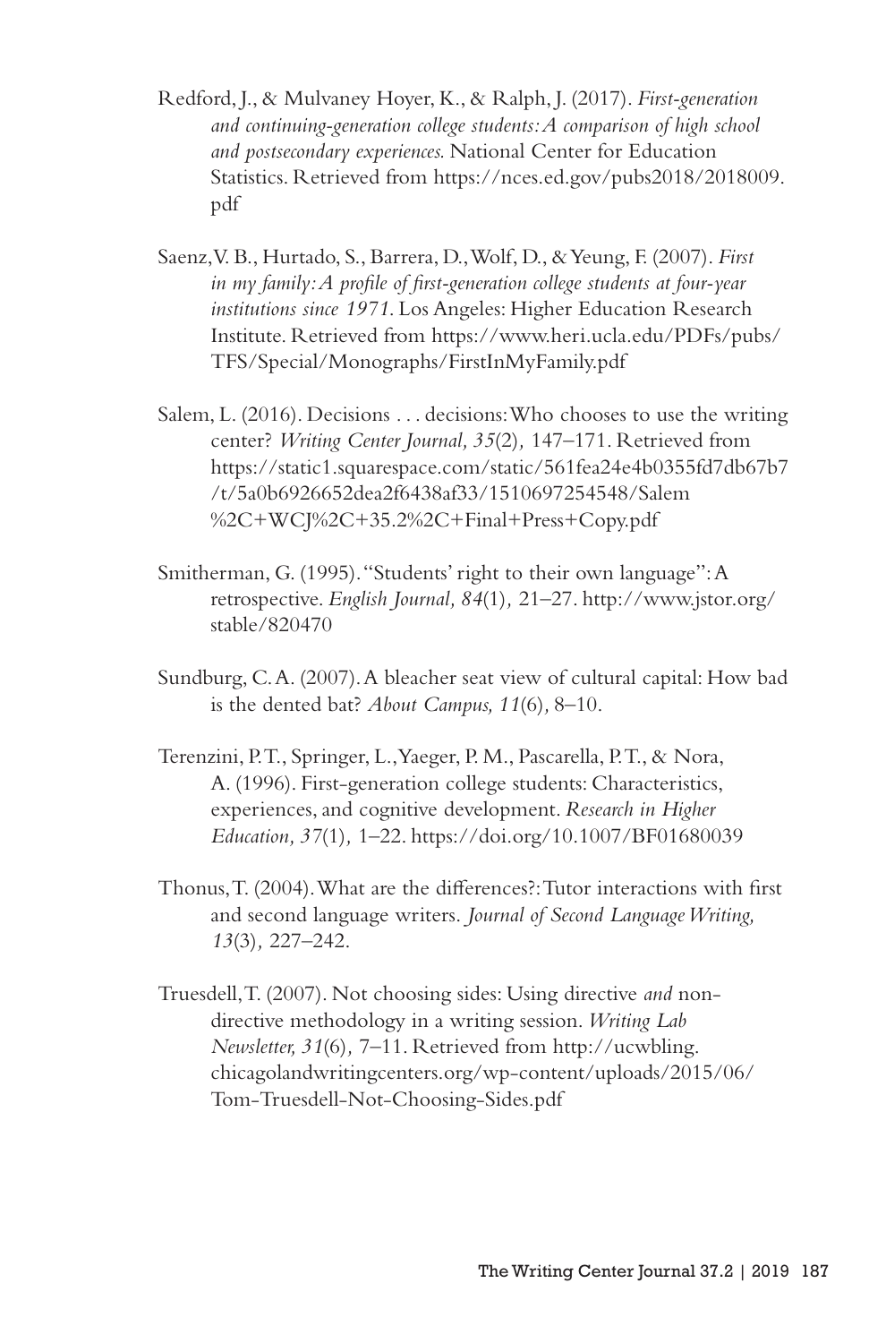Redford, J., & Mulvaney Hoyer, K., & Ralph, J. (2017). *First-generation and continuing-generation college students: A comparison of high school and postsecondary experiences.* National Center for Education Statistics. Retrieved from https://nces.ed.gov/pubs2018/2018009.pdf

Saenz, V. B., Hurtado, S., Barrera, D., Wolf, D., & Yeung, F. (2007). *First in my family: A profile of first-generation college students at four-year institutions since 1971.* Los Angeles: Higher Education Research Institute. Retrieved from https://www.heri.ucla.edu/PDFs/pubs/TFS/Special/Monographs/FirstInMyFamily.pdf

Salem, L. (2016). Decisions . . . decisions: Who chooses to use the writing center? *Writing Center Journal, 35*(2), 147–171. Retrieved from https://static1.squarespace.com/static/561fea24e4b0355fd7db67b7/t/5a0b6926652dea2f6438af33/1510697254548/Salem%2C+WCJ%2C+35.2%2C+Final+Press+Copy.pdf

Smitherman, G. (1995). "Students' right to their own language": A retrospective. *English Journal, 84*(1), 21–27. http://www.jstor.org/stable/820470

Sundburg, C. A. (2007). A bleacher seat view of cultural capital: How bad is the dented bat? *About Campus, 11*(6), 8–10.

Terenzini, P. T., Springer, L., Yaeger, P. M., Pascarella, P. T., & Nora, A. (1996). First-generation college students: Characteristics, experiences, and cognitive development. *Research in Higher Education, 37*(1), 1–22. https://doi.org/10.1007/BF01680039

Thonus, T. (2004). What are the differences?: Tutor interactions with first and second language writers. *Journal of Second Language Writing, 13*(3), 227–242.

Truesdell, T. (2007). Not choosing sides: Using directive *and* non-directive methodology in a writing session. *Writing Lab Newsletter, 31*(6), 7–11. Retrieved from http://ucwbling.chicagolandwritingcenters.org/wp-content/uploads/2015/06/Tom-Truesdell-Not-Choosing-Sides.pdf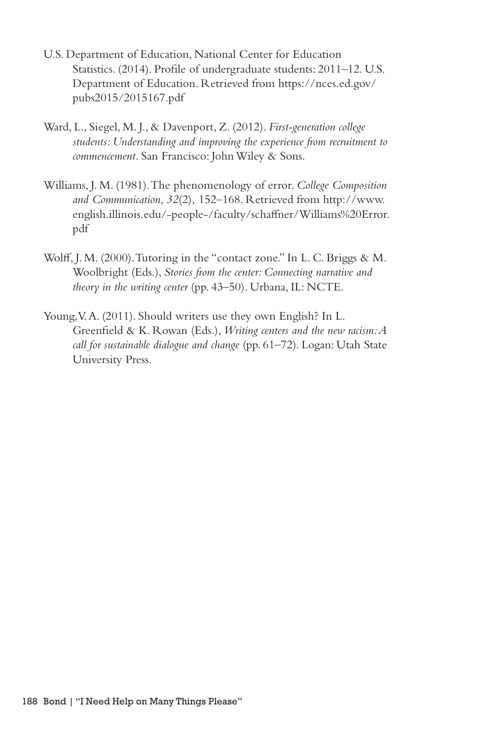U.S. Department of Education, National Center for Education Statistics. (2014). Profile of undergraduate students: 2011–12. U.S. Department of Education. Retrieved from https://nces.ed.gov/pubs2015/2015167.pdf

Ward, L., Siegel, M. J., & Davenport, Z. (2012). *First-generation college students: Understanding and improving the experience from recruitment to commencement*. San Francisco: John Wiley & Sons.

Williams, J. M. (1981). The phenomenology of error. *College Composition and Communication, 32*(2), 152–168. Retrieved from http://www.english.illinois.edu/-people-/faculty/schaffner/Williams%20Error.pdf

Wolff, J. M. (2000). Tutoring in the "contact zone." In L. C. Briggs & M. Woolbright (Eds.), *Stories from the center: Connecting narrative and theory in the writing center* (pp. 43–50). Urbana, IL: NCTE.

Young, V. A. (2011). Should writers use they own English? In L. Greenfield & K. Rowan (Eds.), *Writing centers and the new racism: A call for sustainable dialogue and change* (pp. 61–72). Logan: Utah State University Press.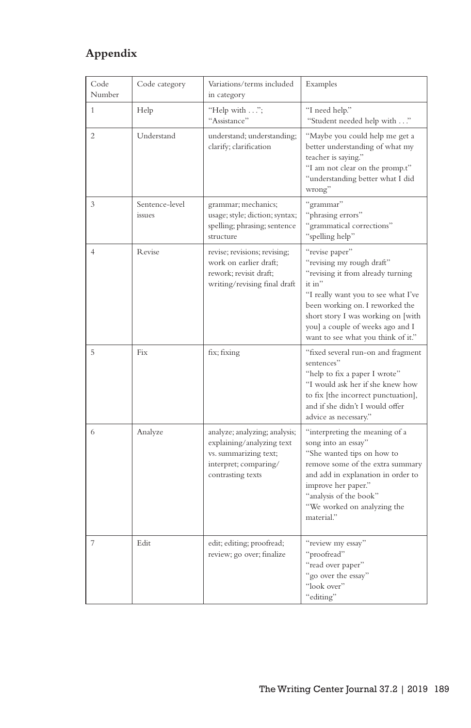## Appendix

| Code Number | Code category | Variations/terms included in category | Examples |
|---|---|---|---|
| 1 | Help | "Help with . . ."; "Assistance" | "I need help." "Student needed help with . . ." |
| 2 | Understand | understand; understanding; clarify; clarification | "Maybe you could help me get a better understanding of what my teacher is saying." "I am not clear on the promp.t" "understanding better what I did wrong" |
| 3 | Sentence-level issues | grammar; mechanics; usage; style; diction; syntax; spelling; phrasing; sentence structure | "grammar" "phrasing errors" "grammatical corrections" "spelling help" |
| 4 | Revise | revise; revisions; revising; work on earlier draft; rework; revisit draft; writing/revising final draft | "revise paper" "revising my rough draft" "revising it from already turning it in" "I really want you to see what I've been working on. I reworked the short story I was working on [with you] a couple of weeks ago and I want to see what you think of it." |
| 5 | Fix | fix; fixing | "fixed several run-on and fragment sentences" "help to fix a paper I wrote" "I would ask her if she knew how to fix [the incorrect punctuation], and if she didn't I would offer advice as necessary." |
| 6 | Analyze | analyze; analyzing; analysis; explaining/analyzing text vs. summarizing text; interpret; comparing/contrasting texts | "interpreting the meaning of a song into an essay" "She wanted tips on how to remove some of the extra summary and add in explanation in order to improve her paper." "analysis of the book" "We worked on analyzing the material." |
| 7 | Edit | edit; editing; proofread; review; go over; finalize | "review my essay" "proofread" "read over paper" "go over the essay" "look over" "editing" |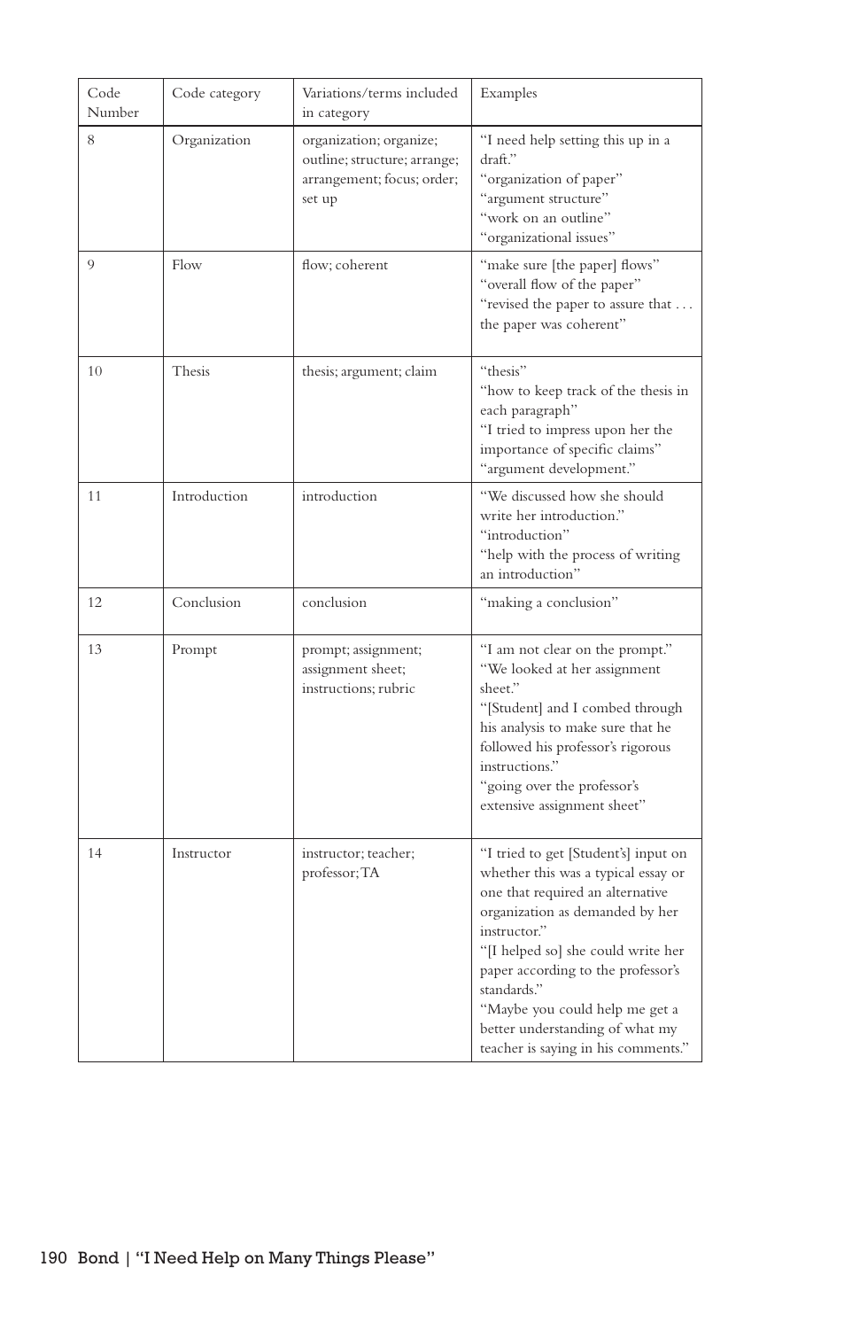| Code Number | Code category | Variations/terms included in category | Examples |
|---|---|---|---|
| 8 | Organization | organization; organize; outline; structure; arrange; arrangement; focus; order; set up | "I need help setting this up in a draft." "organization of paper" "argument structure" "work on an outline" "organizational issues" |
| 9 | Flow | flow; coherent | "make sure [the paper] flows" "overall flow of the paper" "revised the paper to assure that . . . the paper was coherent" |
| 10 | Thesis | thesis; argument; claim | "thesis" "how to keep track of the thesis in each paragraph" "I tried to impress upon her the importance of specific claims" "argument development." |
| 11 | Introduction | introduction | "We discussed how she should write her introduction." "introduction" "help with the process of writing an introduction" |
| 12 | Conclusion | conclusion | "making a conclusion" |
| 13 | Prompt | prompt; assignment; assignment sheet; instructions; rubric | "I am not clear on the prompt." "We looked at her assignment sheet." "[Student] and I combed through his analysis to make sure that he followed his professor's rigorous instructions." "going over the professor's extensive assignment sheet" |
| 14 | Instructor | instructor; teacher; professor; TA | "I tried to get [Student's] input on whether this was a typical essay or one that required an alternative organization as demanded by her instructor." "[I helped so] she could write her paper according to the professor's standards." "Maybe you could help me get a better understanding of what my teacher is saying in his comments." |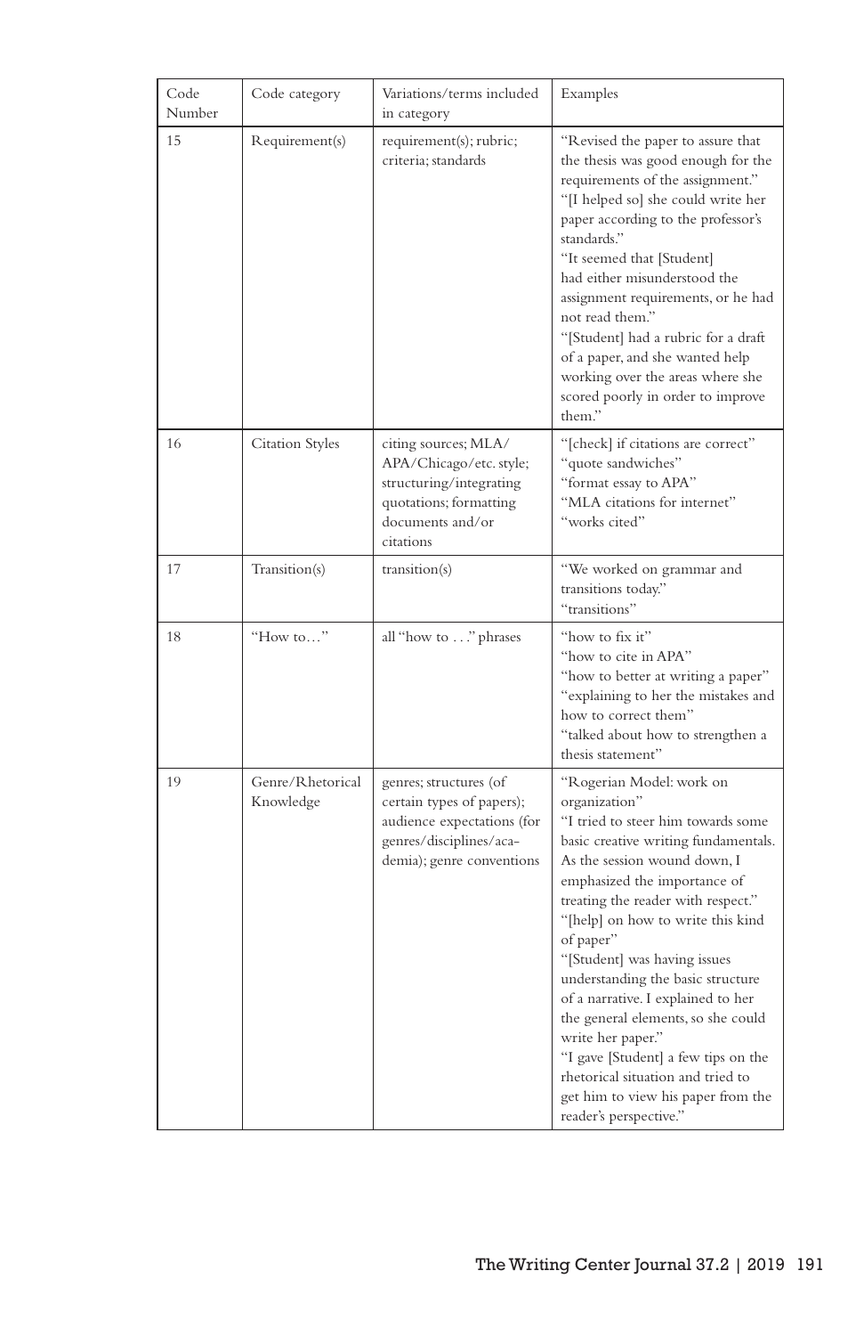| Code Number | Code category | Variations/terms included in category | Examples |
|---|---|---|---|
| 15 | Requirement(s) | requirement(s); rubric; criteria; standards | "Revised the paper to assure that the thesis was good enough for the requirements of the assignment." "[I helped so] she could write her paper according to the professor's standards." "It seemed that [Student] had either misunderstood the assignment requirements, or he had not read them." "[Student] had a rubric for a draft of a paper, and she wanted help working over the areas where she scored poorly in order to improve them." |
| 16 | Citation Styles | citing sources; MLA/ APA/Chicago/etc. style; structuring/integrating quotations; formatting documents and/or citations | "[check] if citations are correct" "quote sandwiches" "format essay to APA" "MLA citations for internet" "works cited" |
| 17 | Transition(s) | transition(s) | "We worked on grammar and transitions today." "transitions" |
| 18 | "How to…" | all "how to . . ." phrases | "how to fix it" "how to cite in APA" "how to better at writing a paper" "explaining to her the mistakes and how to correct them" "talked about how to strengthen a thesis statement" |
| 19 | Genre/Rhetorical Knowledge | genres; structures (of certain types of papers); audience expectations (for genres/disciplines/academia); genre conventions | "Rogerian Model: work on organization" "I tried to steer him towards some basic creative writing fundamentals. As the session wound down, I emphasized the importance of treating the reader with respect." "[help] on how to write this kind of paper" "[Student] was having issues understanding the basic structure of a narrative. I explained to her the general elements, so she could write her paper." "I gave [Student] a few tips on the rhetorical situation and tried to get him to view his paper from the reader's perspective." |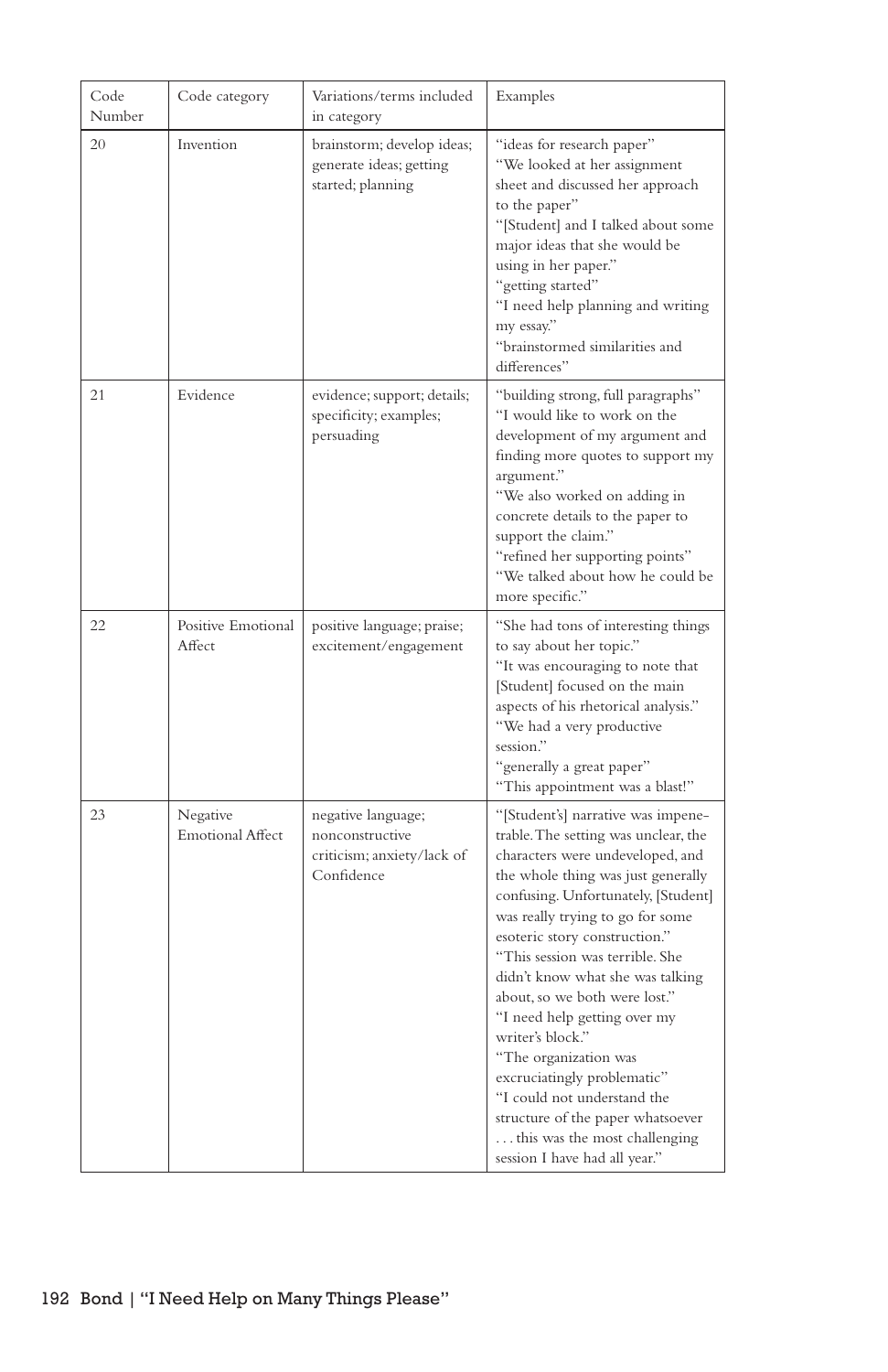| Code Number | Code category | Variations/terms included in category | Examples |
|---|---|---|---|
| 20 | Invention | brainstorm; develop ideas; generate ideas; getting started; planning | "ideas for research paper" "We looked at her assignment sheet and discussed her approach to the paper" "[Student] and I talked about some major ideas that she would be using in her paper." "getting started" "I need help planning and writing my essay." "brainstormed similarities and differences" |
| 21 | Evidence | evidence; support; details; specificity; examples; persuading | "building strong, full paragraphs" "I would like to work on the development of my argument and finding more quotes to support my argument." "We also worked on adding in concrete details to the paper to support the claim." "refined her supporting points" "We talked about how he could be more specific." |
| 22 | Positive Emotional Affect | positive language; praise; excitement/engagement | "She had tons of interesting things to say about her topic." "It was encouraging to note that [Student] focused on the main aspects of his rhetorical analysis." "We had a very productive session." "generally a great paper" "This appointment was a blast!" |
| 23 | Negative Emotional Affect | negative language; nonconstructive criticism; anxiety/lack of Confidence | "[Student's] narrative was impenetrable. The setting was unclear, the characters were undeveloped, and the whole thing was just generally confusing. Unfortunately, [Student] was really trying to go for some esoteric story construction." "This session was terrible. She didn't know what she was talking about, so we both were lost." "I need help getting over my writer's block." "The organization was excruciatingly problematic" "I could not understand the structure of the paper whatsoever . . . this was the most challenging session I have had all year." |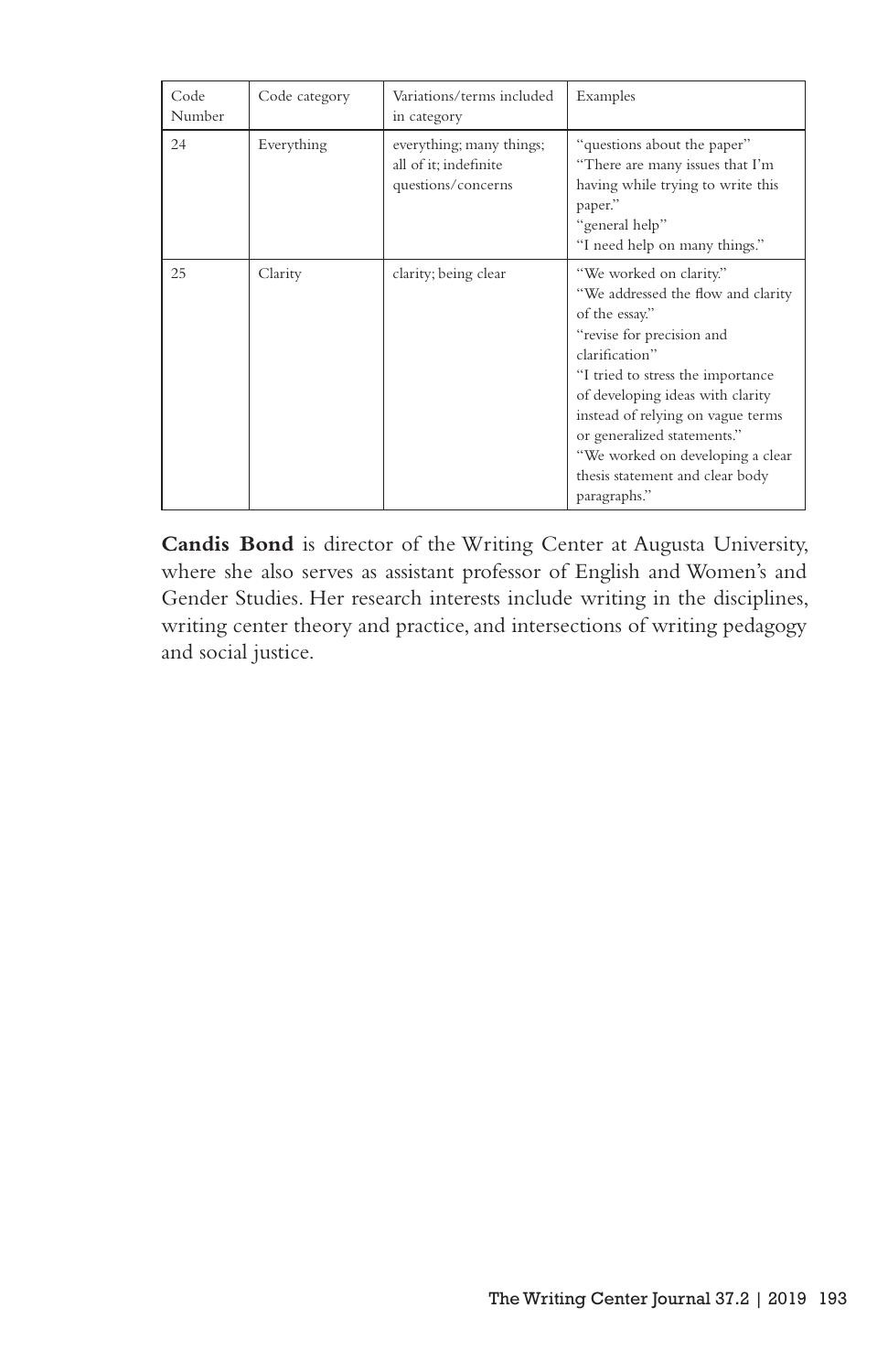| Code Number | Code category | Variations/terms included in category | Examples |
| --- | --- | --- | --- |
| 24 | Everything | everything; many things; all of it; indefinite questions/concerns | "questions about the paper" "There are many issues that I'm having while trying to write this paper." "general help" "I need help on many things." |
| 25 | Clarity | clarity; being clear | "We worked on clarity." "We addressed the flow and clarity of the essay." "revise for precision and clarification" "I tried to stress the importance of developing ideas with clarity instead of relying on vague terms or generalized statements." "We worked on developing a clear thesis statement and clear body paragraphs." |

**Candis Bond** is director of the Writing Center at Augusta University, where she also serves as assistant professor of English and Women's and Gender Studies. Her research interests include writing in the disciplines, writing center theory and practice, and intersections of writing pedagogy and social justice.